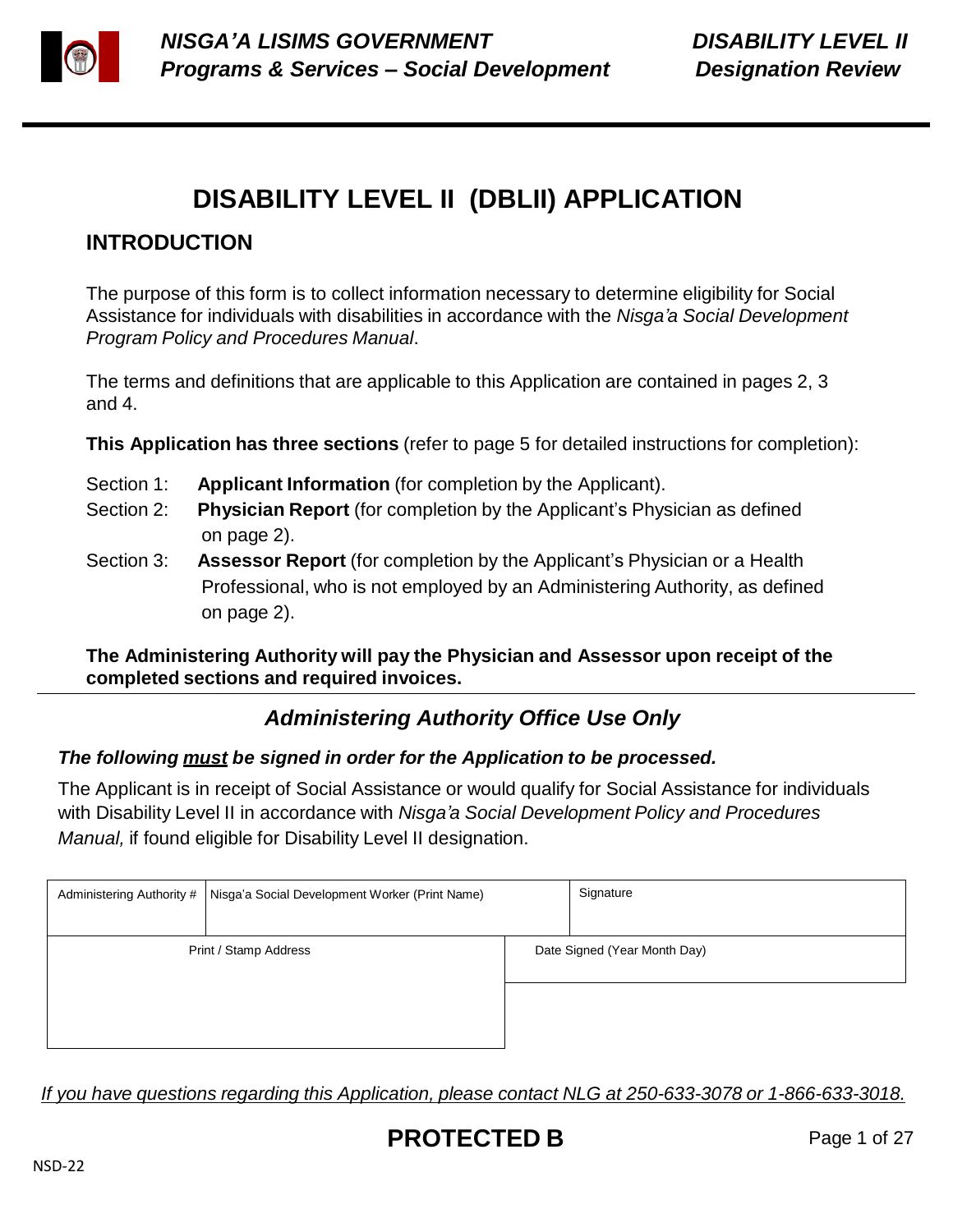# DISABILITY LEVEL II (DBLII) APPLICATION

## INTRODUCTION

The purpose of this form is to collect information necessary to determine eligibility for Social Assistance for individuals with disabilities in accordance with the *Nisga'a Social Development Program Policy and Procedures Manual*.

The terms and definitions that are applicable to this Application are contained in pages 2, 3 and 4.

**This Application has three sections** (refer to page 5 for detailed instructions for completion):

- Section 1: **Applicant Information** (for completion by the Applicant).
- Section 2: **Physician Report** (for completion by the Applicant's Physician as defined on page 2).
- Section 3: **Assessor Report** (for completion by the Applicant's Physician or a Health Professional, who is not employed by an Administering Authority, as defined on page 2).

**The Administering Authority will pay the Physician and Assessor upon receipt of the completed sections and required invoices.**

---

## *Administering Authority Office Use Only*

***The following must be signed in order for the Application to be processed.***

The Applicant is in receipt of Social Assistance or would qualify for Social Assistance for individuals with Disability Level II in accordance with *Nisga'a Social Development Policy and Procedures Manual,* if found eligible for Disability Level II designation.

| Administering Authority # | Nisga'a Social Development Worker (Print Name) | Signature |
|---|---|---|
| | | |
| Print / Stamp Address | | Date Signed (Year Month Day) |
| | | |

*If you have questions regarding this Application, please contact NLG at 250-633-3078 or 1-866-633-3018.*

**PROTECTED B**

NSD-22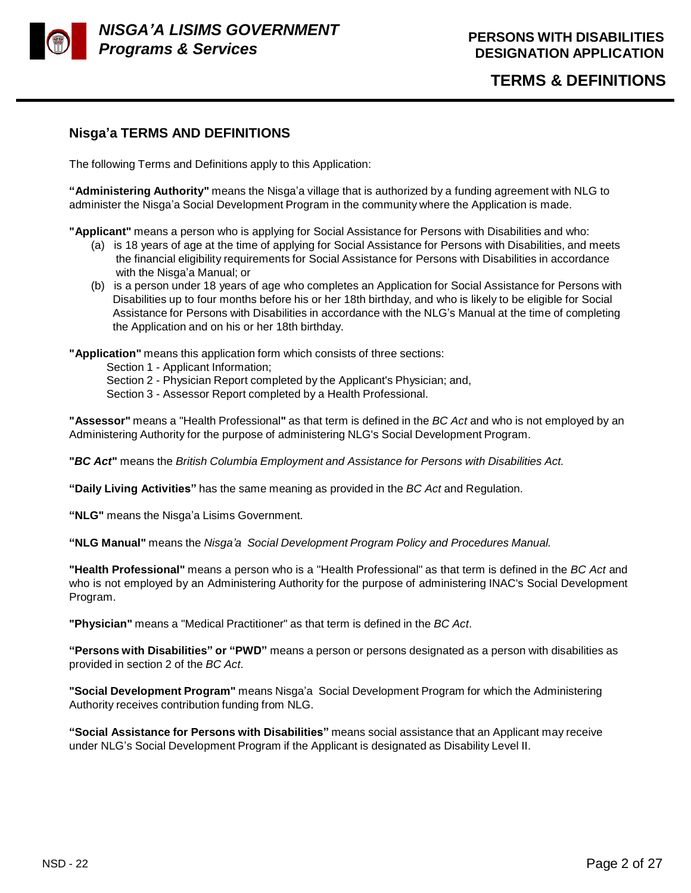## Nisga'a TERMS AND DEFINITIONS

The following Terms and Definitions apply to this Application:

**"Administering Authority"** means the Nisga'a village that is authorized by a funding agreement with NLG to administer the Nisga'a Social Development Program in the community where the Application is made.

**"Applicant"** means a person who is applying for Social Assistance for Persons with Disabilities and who:

(a) is 18 years of age at the time of applying for Social Assistance for Persons with Disabilities, and meets the financial eligibility requirements for Social Assistance for Persons with Disabilities in accordance with the Nisga'a Manual; or

(b) is a person under 18 years of age who completes an Application for Social Assistance for Persons with Disabilities up to four months before his or her 18th birthday, and who is likely to be eligible for Social Assistance for Persons with Disabilities in accordance with the NLG's Manual at the time of completing the Application and on his or her 18th birthday.

**"Application"** means this application form which consists of three sections:

Section 1 - Applicant Information;
Section 2 - Physician Report completed by the Applicant's Physician; and,
Section 3 - Assessor Report completed by a Health Professional.

**"Assessor"** means a "Health Professional**"** as that term is defined in the *BC Act* and who is not employed by an Administering Authority for the purpose of administering NLG's Social Development Program.

**"*BC Act*"** means the *British Columbia Employment and Assistance for Persons with Disabilities Act.*

**"Daily Living Activities"** has the same meaning as provided in the *BC Act* and Regulation.

**"NLG"** means the Nisga'a Lisims Government.

**"NLG Manual"** means the *Nisga'a Social Development Program Policy and Procedures Manual.*

**"Health Professional"** means a person who is a "Health Professional" as that term is defined in the *BC Act* and who is not employed by an Administering Authority for the purpose of administering INAC's Social Development Program.

**"Physician"** means a "Medical Practitioner" as that term is defined in the *BC Act*.

**"Persons with Disabilities" or "PWD"** means a person or persons designated as a person with disabilities as provided in section 2 of the *BC Act*.

**"Social Development Program"** means Nisga'a Social Development Program for which the Administering Authority receives contribution funding from NLG.

**"Social Assistance for Persons with Disabilities"** means social assistance that an Applicant may receive under NLG's Social Development Program if the Applicant is designated as Disability Level II.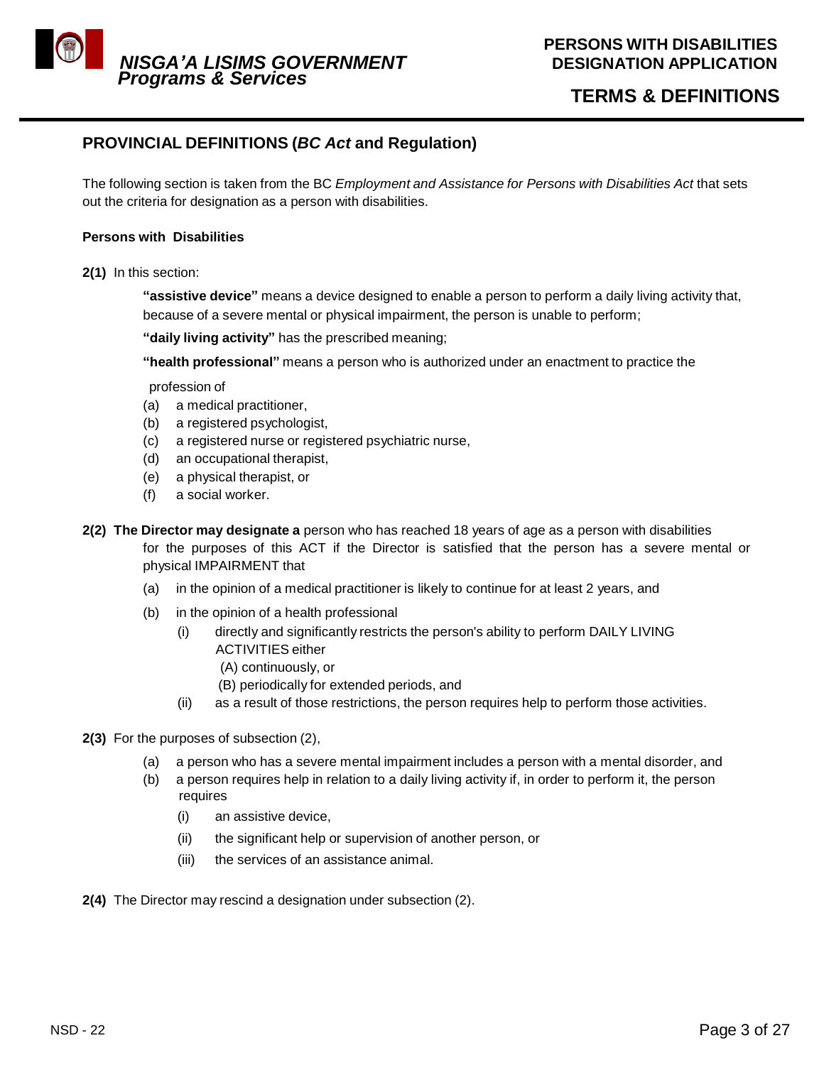## PROVINCIAL DEFINITIONS (*BC Act* and Regulation)

The following section is taken from the BC *Employment and Assistance for Persons with Disabilities Act* that sets out the criteria for designation as a person with disabilities.

**Persons with Disabilities**

**2(1)** In this section:

**"assistive device"** means a device designed to enable a person to perform a daily living activity that, because of a severe mental or physical impairment, the person is unable to perform;

**"daily living activity"** has the prescribed meaning;

**"health professional"** means a person who is authorized under an enactment to practice the profession of

- (a) a medical practitioner,
- (b) a registered psychologist,
- (c) a registered nurse or registered psychiatric nurse,
- (d) an occupational therapist,
- (e) a physical therapist, or
- (f) a social worker.

**2(2) The Director may designate a** person who has reached 18 years of age as a person with disabilities for the purposes of this ACT if the Director is satisfied that the person has a severe mental or physical IMPAIRMENT that

- (a) in the opinion of a medical practitioner is likely to continue for at least 2 years, and
- (b) in the opinion of a health professional
  - (i) directly and significantly restricts the person's ability to perform DAILY LIVING ACTIVITIES either
    - (A) continuously, or
    - (B) periodically for extended periods, and
  - (ii) as a result of those restrictions, the person requires help to perform those activities.

**2(3)** For the purposes of subsection (2),

- (a) a person who has a severe mental impairment includes a person with a mental disorder, and
- (b) a person requires help in relation to a daily living activity if, in order to perform it, the person requires
  - (i) an assistive device,
  - (ii) the significant help or supervision of another person, or
  - (iii) the services of an assistance animal.

**2(4)** The Director may rescind a designation under subsection (2).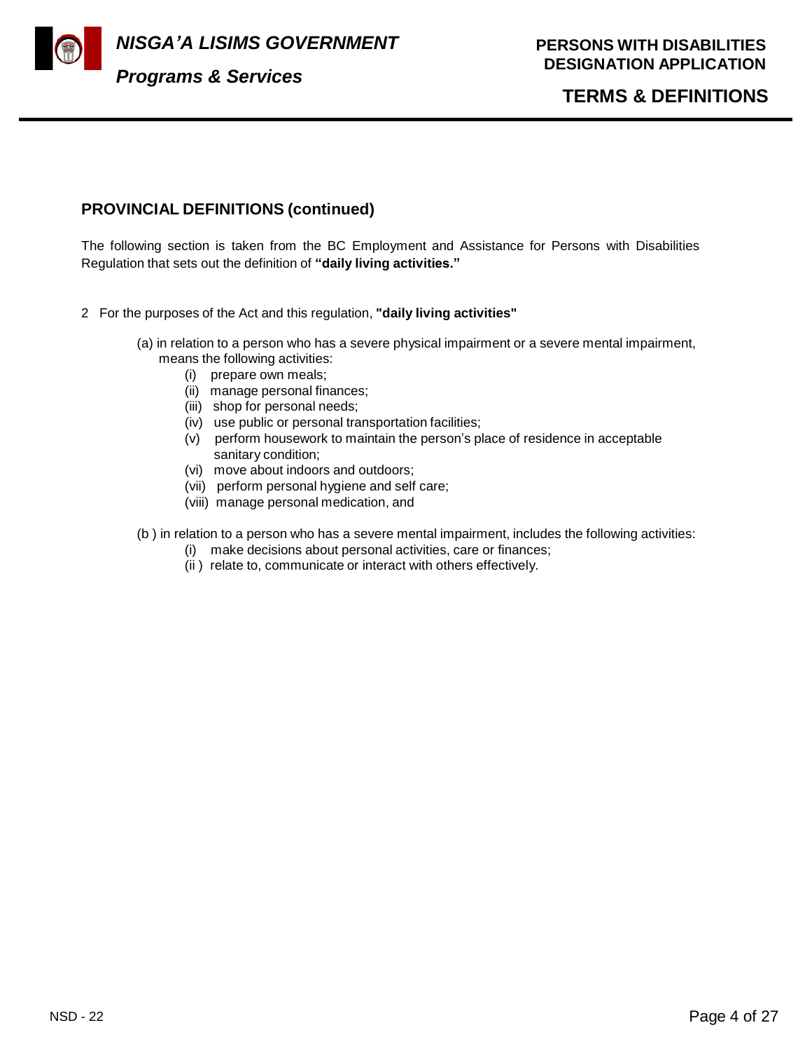## PROVINCIAL DEFINITIONS (continued)

The following section is taken from the BC Employment and Assistance for Persons with Disabilities Regulation that sets out the definition of **"daily living activities."**

2 For the purposes of the Act and this regulation, **"daily living activities"**

(a) in relation to a person who has a severe physical impairment or a severe mental impairment, means the following activities:

- (i) prepare own meals;
- (ii) manage personal finances;
- (iii) shop for personal needs;
- (iv) use public or personal transportation facilities;
- (v) perform housework to maintain the person's place of residence in acceptable sanitary condition;
- (vi) move about indoors and outdoors;
- (vii) perform personal hygiene and self care;
- (viii) manage personal medication, and

(b ) in relation to a person who has a severe mental impairment, includes the following activities:

- (i) make decisions about personal activities, care or finances;
- (ii ) relate to, communicate or interact with others effectively.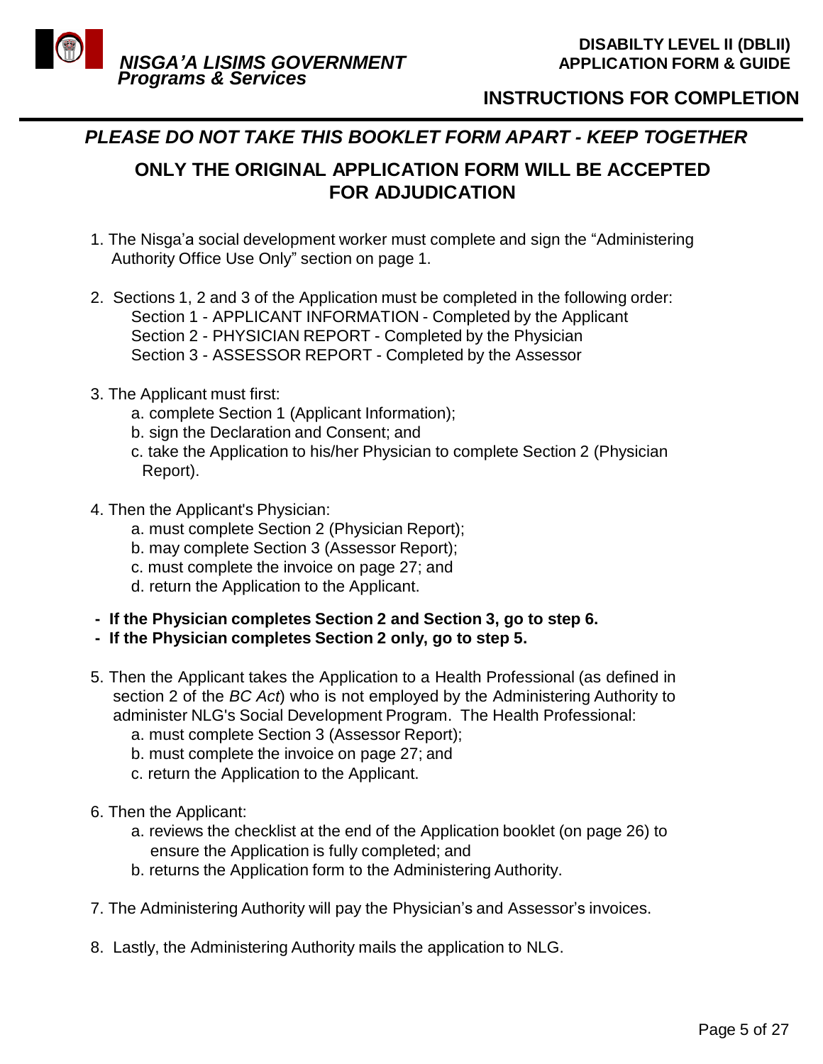# INSTRUCTIONS FOR COMPLETION

***PLEASE DO NOT TAKE THIS BOOKLET FORM APART - KEEP TOGETHER***

**ONLY THE ORIGINAL APPLICATION FORM WILL BE ACCEPTED FOR ADJUDICATION**

1. The Nisga'a social development worker must complete and sign the "Administering Authority Office Use Only" section on page 1.

2. Sections 1, 2 and 3 of the Application must be completed in the following order:
   Section 1 - APPLICANT INFORMATION - Completed by the Applicant
   Section 2 - PHYSICIAN REPORT - Completed by the Physician
   Section 3 - ASSESSOR REPORT - Completed by the Assessor

3. The Applicant must first:
   a. complete Section 1 (Applicant Information);
   b. sign the Declaration and Consent; and
   c. take the Application to his/her Physician to complete Section 2 (Physician Report).

4. Then the Applicant's Physician:
   a. must complete Section 2 (Physician Report);
   b. may complete Section 3 (Assessor Report);
   c. must complete the invoice on page 27; and
   d. return the Application to the Applicant.

- **If the Physician completes Section 2 and Section 3, go to step 6.**
- **If the Physician completes Section 2 only, go to step 5.**

5. Then the Applicant takes the Application to a Health Professional (as defined in section 2 of the *BC Act*) who is not employed by the Administering Authority to administer NLG's Social Development Program. The Health Professional:
   a. must complete Section 3 (Assessor Report);
   b. must complete the invoice on page 27; and
   c. return the Application to the Applicant.

6. Then the Applicant:
   a. reviews the checklist at the end of the Application booklet (on page 26) to ensure the Application is fully completed; and
   b. returns the Application form to the Administering Authority.

7. The Administering Authority will pay the Physician's and Assessor's invoices.

8. Lastly, the Administering Authority mails the application to NLG.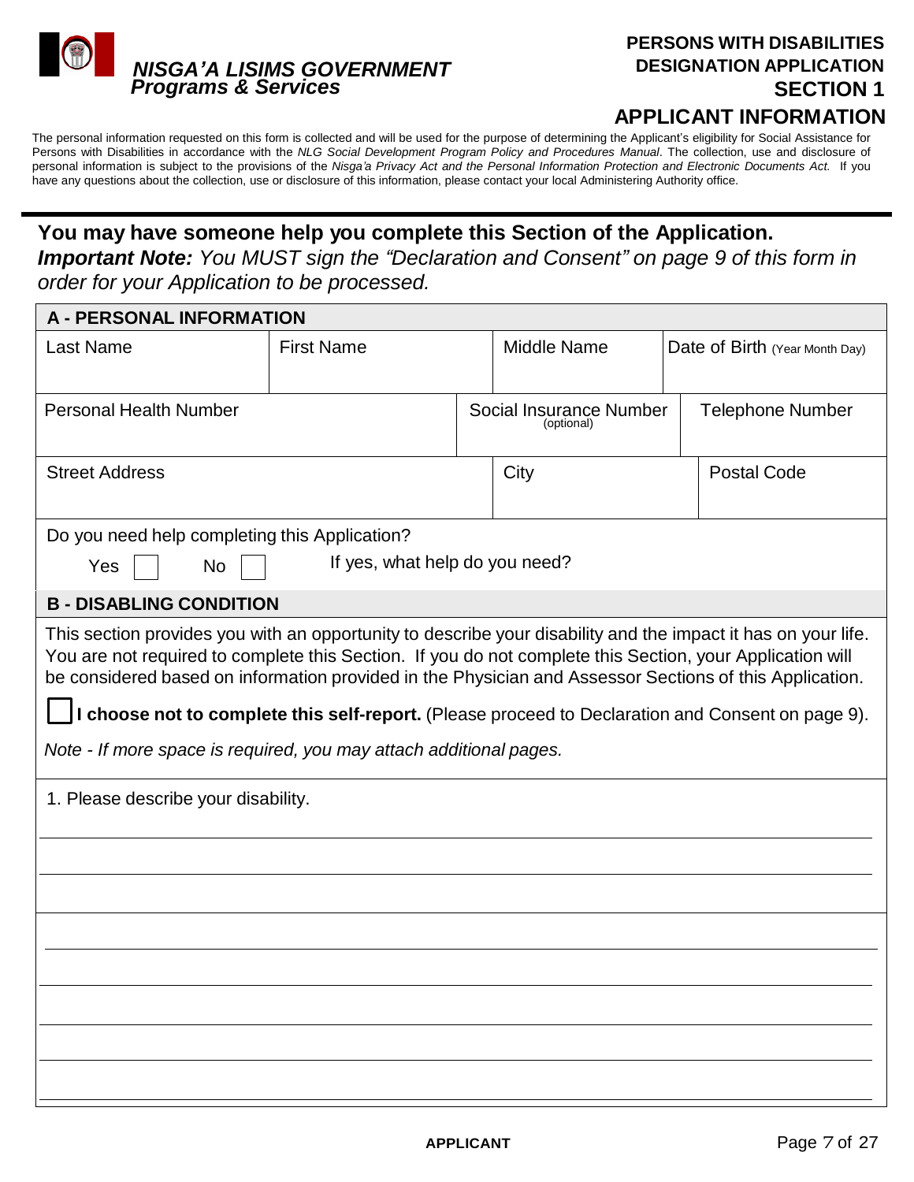**NISGA'A LISIMS GOVERNMENT**
***Programs & Services***

# PERSONS WITH DISABILITIES DESIGNATION APPLICATION
## SECTION 1
## APPLICANT INFORMATION

The personal information requested on this form is collected and will be used for the purpose of determining the Applicant's eligibility for Social Assistance for Persons with Disabilities in accordance with the *NLG Social Development Program Policy and Procedures Manual*. The collection, use and disclosure of personal information is subject to the provisions of the *Nisga'a Privacy Act and the Personal Information Protection and Electronic Documents Act.* If you have any questions about the collection, use or disclosure of this information, please contact your local Administering Authority office.

---

**You may have someone help you complete this Section of the Application.**
***Important Note:*** *You MUST sign the "Declaration and Consent" on page 9 of this form in order for your Application to be processed.*

### A - PERSONAL INFORMATION

| Last Name | First Name | Middle Name | Date of Birth (Year Month Day) |
|---|---|---|---|
| | | | |

| Personal Health Number | Social Insurance Number (optional) | Telephone Number |
|---|---|---|
| | | |

| Street Address | City | Postal Code |
|---|---|---|
| | | |

Do you need help completing this Application?

Yes ☐ No ☐ If yes, what help do you need?

### B - DISABLING CONDITION

This section provides you with an opportunity to describe your disability and the impact it has on your life. You are not required to complete this Section. If you do not complete this Section, your Application will be considered based on information provided in the Physician and Assessor Sections of this Application.

☐ **I choose not to complete this self-report.** (Please proceed to Declaration and Consent on page 9).

*Note - If more space is required, you may attach additional pages.*

1. Please describe your disability.

______________________________________________________________________

______________________________________________________________________

______________________________________________________________________

______________________________________________________________________

______________________________________________________________________

______________________________________________________________________

______________________________________________________________________

**APPLICANT**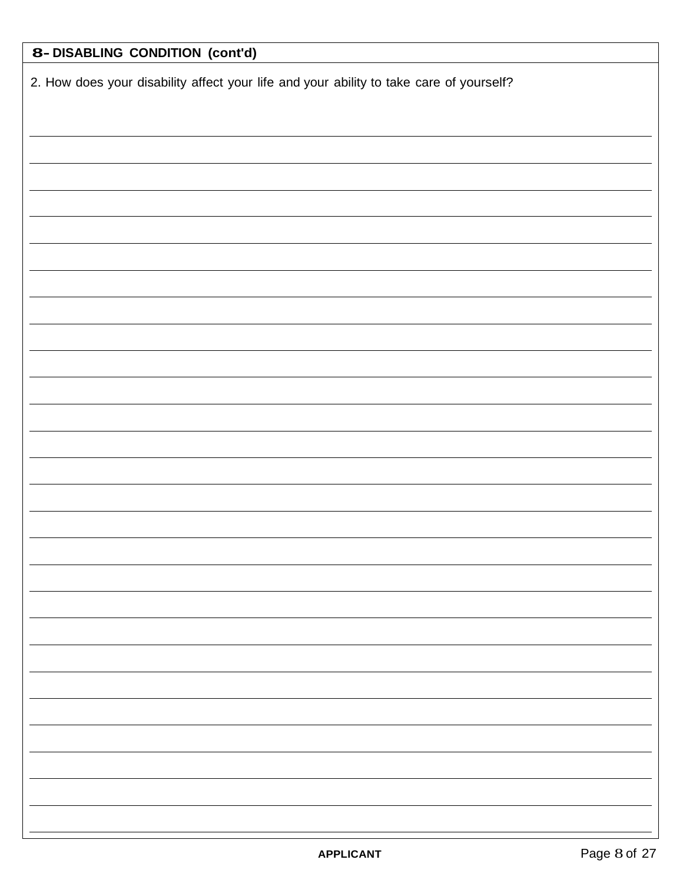## 8- DISABLING CONDITION (cont'd)

2. How does your disability affect your life and your ability to take care of yourself?

APPLICANT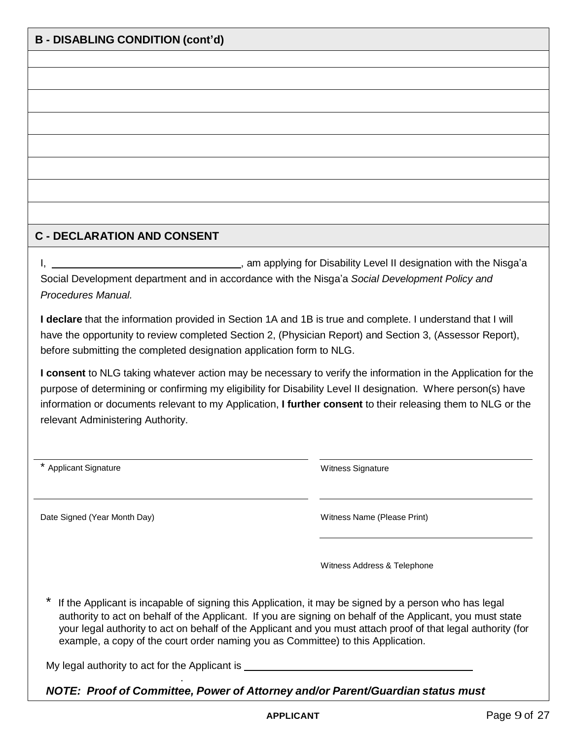## B - DISABLING CONDITION (cont'd)

## C - DECLARATION AND CONSENT

I, \_\_\_\_\_\_\_\_\_\_\_\_\_\_\_\_\_\_\_\_\_\_\_\_\_\_\_\_\_\_\_\_, am applying for Disability Level II designation with the Nisga'a Social Development department and in accordance with the Nisga'a *Social Development Policy and Procedures Manual.*

**I declare** that the information provided in Section 1A and 1B is true and complete. I understand that I will have the opportunity to review completed Section 2, (Physician Report) and Section 3, (Assessor Report), before submitting the completed designation application form to NLG.

**I consent** to NLG taking whatever action may be necessary to verify the information in the Application for the purpose of determining or confirming my eligibility for Disability Level II designation. Where person(s) have information or documents relevant to my Application, **I further consent** to their releasing them to NLG or the relevant Administering Authority.

| | |
|---|---|
| * Applicant Signature | Witness Signature |
| Date Signed (Year Month Day) | Witness Name (Please Print) |
| | Witness Address & Telephone |

\* If the Applicant is incapable of signing this Application, it may be signed by a person who has legal authority to act on behalf of the Applicant. If you are signing on behalf of the Applicant, you must state your legal authority to act on behalf of the Applicant and you must attach proof of that legal authority (for example, a copy of the court order naming you as Committee) to this Application.

My legal authority to act for the Applicant is \_\_\_\_\_\_\_\_\_\_\_\_\_\_\_\_\_\_\_\_\_\_\_\_\_\_\_\_\_\_\_\_\_\_\_\_\_\_\_\_

***NOTE: Proof of Committee, Power of Attorney and/or Parent/Guardian status must***

APPLICANT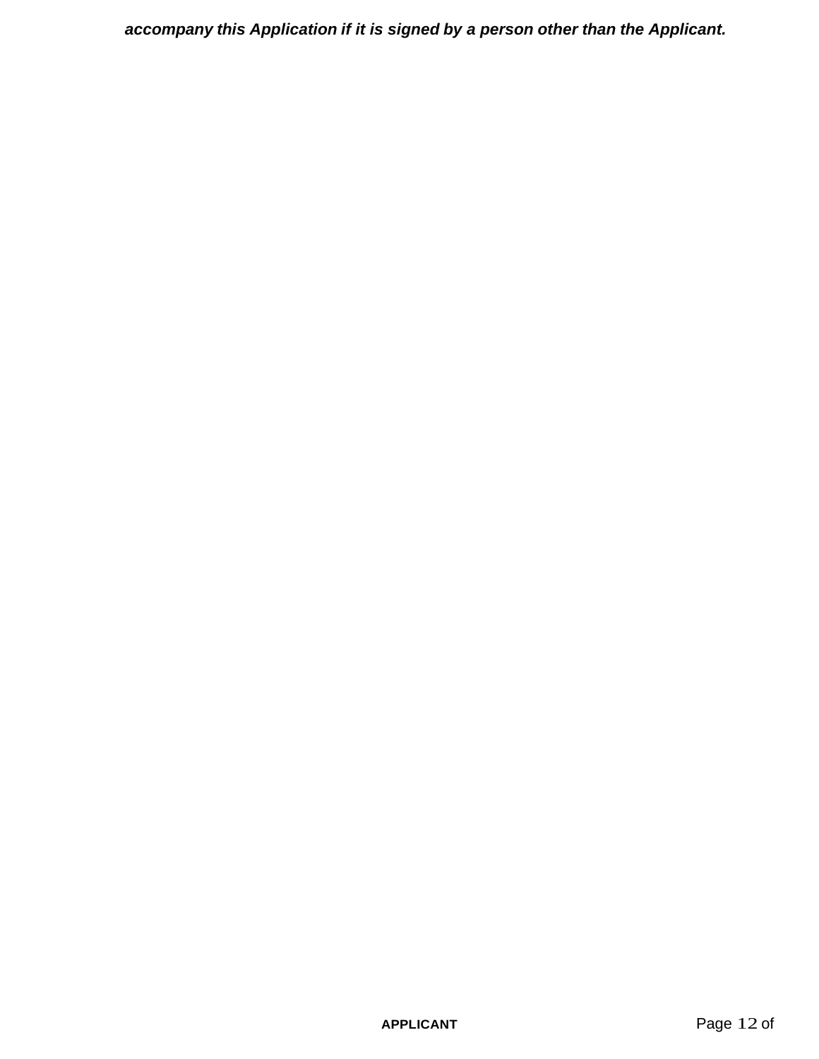***accompany this Application if it is signed by a person other than the Applicant.***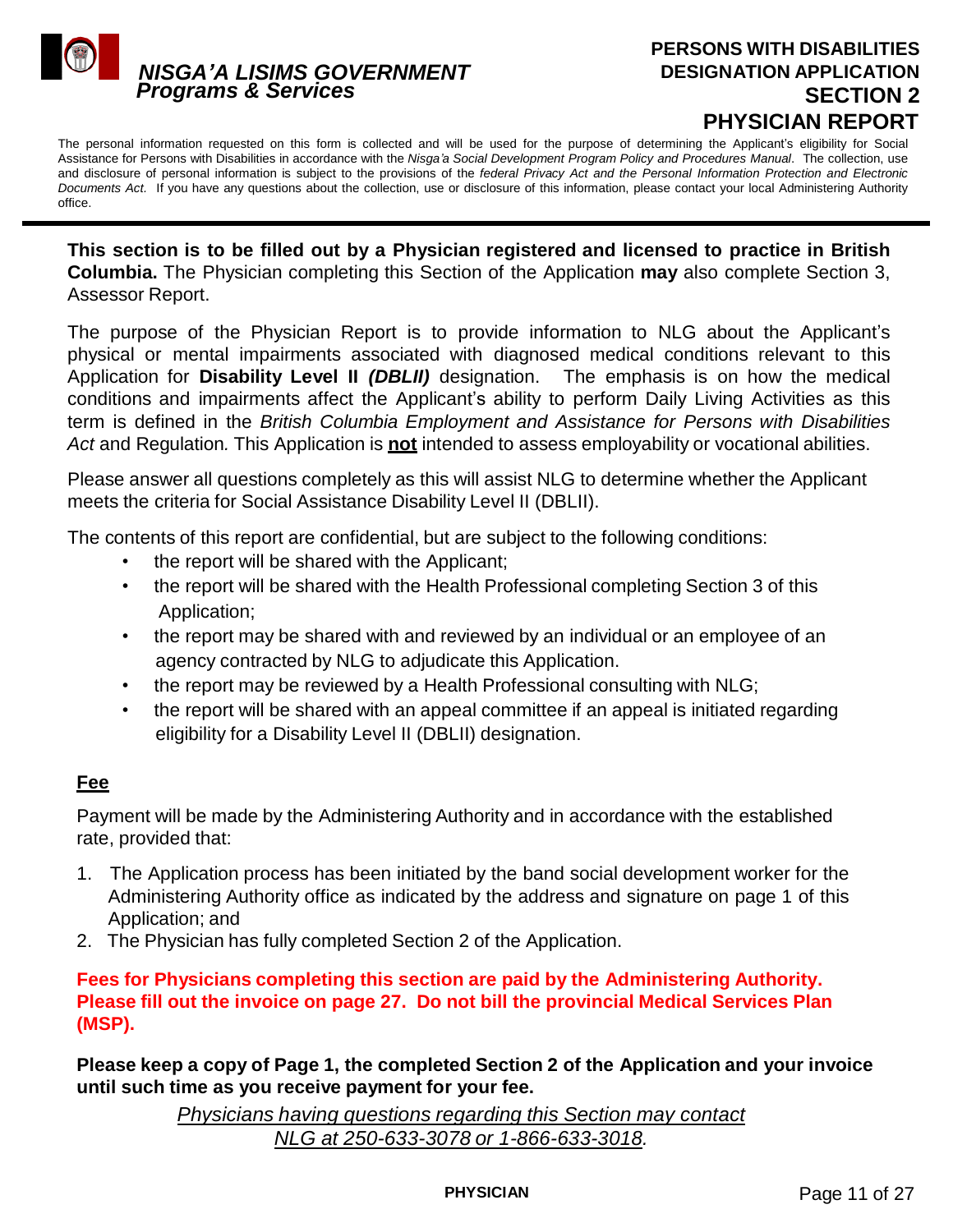# NISGA'A LISIMS GOVERNMENT
## Programs & Services

# PERSONS WITH DISABILITIES DESIGNATION APPLICATION
# SECTION 2
# PHYSICIAN REPORT

The personal information requested on this form is collected and will be used for the purpose of determining the Applicant's eligibility for Social Assistance for Persons with Disabilities in accordance with the *Nisga'a Social Development Program Policy and Procedures Manual*. The collection, use and disclosure of personal information is subject to the provisions of the *federal Privacy Act and the Personal Information Protection and Electronic Documents Act*. If you have any questions about the collection, use or disclosure of this information, please contact your local Administering Authority office.

---

**This section is to be filled out by a Physician registered and licensed to practice in British Columbia.** The Physician completing this Section of the Application **may** also complete Section 3, Assessor Report.

The purpose of the Physician Report is to provide information to NLG about the Applicant's physical or mental impairments associated with diagnosed medical conditions relevant to this Application for **Disability Level II *(DBLII)*** designation. The emphasis is on how the medical conditions and impairments affect the Applicant's ability to perform Daily Living Activities as this term is defined in the *British Columbia Employment and Assistance for Persons with Disabilities Act* and Regulation*.* This Application is **not** intended to assess employability or vocational abilities.

Please answer all questions completely as this will assist NLG to determine whether the Applicant meets the criteria for Social Assistance Disability Level II (DBLII).

The contents of this report are confidential, but are subject to the following conditions:

- the report will be shared with the Applicant;
- the report will be shared with the Health Professional completing Section 3 of this Application;
- the report may be shared with and reviewed by an individual or an employee of an agency contracted by NLG to adjudicate this Application.
- the report may be reviewed by a Health Professional consulting with NLG;
- the report will be shared with an appeal committee if an appeal is initiated regarding eligibility for a Disability Level II (DBLII) designation.

**Fee**

Payment will be made by the Administering Authority and in accordance with the established rate, provided that:

1. The Application process has been initiated by the band social development worker for the Administering Authority office as indicated by the address and signature on page 1 of this Application; and
2. The Physician has fully completed Section 2 of the Application.

**Fees for Physicians completing this section are paid by the Administering Authority. Please fill out the invoice on page 27. Do not bill the provincial Medical Services Plan (MSP).**

**Please keep a copy of Page 1, the completed Section 2 of the Application and your invoice until such time as you receive payment for your fee.**

*Physicians having questions regarding this Section may contact NLG at 250-633-3078 or 1-866-633-3018.*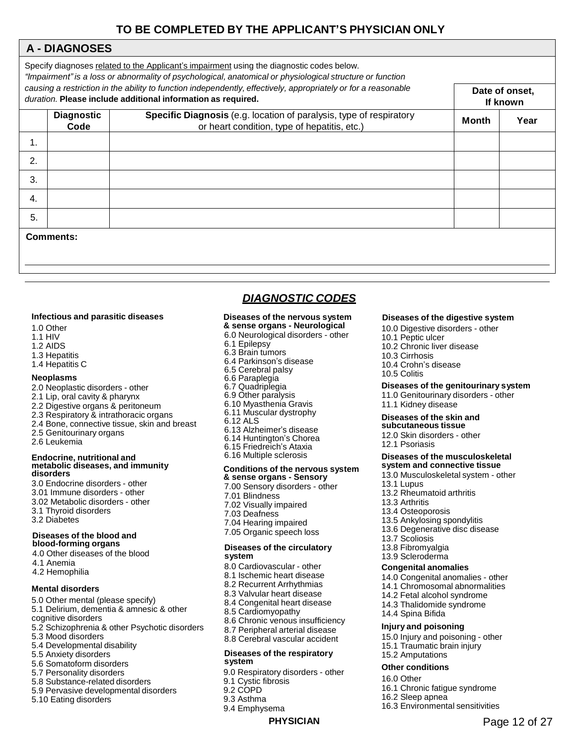## TO BE COMPLETED BY THE APPLICANT'S PHYSICIAN ONLY

### A - DIAGNOSES

Specify diagnoses related to the Applicant's impairment using the diagnostic codes below.
*"Impairment" is a loss or abnormality of psychological, anatomical or physiological structure or function causing a restriction in the ability to function independently, effectively, appropriately or for a reasonable duration.* **Please include additional information as required.**

| | Diagnostic Code | Specific Diagnosis (e.g. location of paralysis, type of respiratory or heart condition, type of hepatitis, etc.) | Date of onset, If known | |
|---|---|---|---|---|
| | | | **Month** | **Year** |
| 1. | | | | |
| 2. | | | | |
| 3. | | | | |
| 4. | | | | |
| 5. | | | | |

**Comments:**

## *DIAGNOSTIC CODES*

**Infectious and parasitic diseases**
- 1.0 Other
- 1.1 HIV
- 1.2 AIDS
- 1.3 Hepatitis
- 1.4 Hepatitis C

**Neoplasms**
- 2.0 Neoplastic disorders - other
- 2.1 Lip, oral cavity & pharynx
- 2.2 Digestive organs & peritoneum
- 2.3 Respiratory & intrathoracic organs
- 2.4 Bone, connective tissue, skin and breast
- 2.5 Genitourinary organs
- 2.6 Leukemia

**Endocrine, nutritional and metabolic diseases, and immunity disorders**
- 3.0 Endocrine disorders - other
- 3.01 Immune disorders - other
- 3.02 Metabolic disorders - other
- 3.1 Thyroid disorders
- 3.2 Diabetes

**Diseases of the blood and blood-forming organs**
- 4.0 Other diseases of the blood
- 4.1 Anemia
- 4.2 Hemophilia

**Mental disorders**
- 5.0 Other mental (please specify)
- 5.1 Delirium, dementia & amnesic & other cognitive disorders
- 5.2 Schizophrenia & other Psychotic disorders
- 5.3 Mood disorders
- 5.4 Developmental disability
- 5.5 Anxiety disorders
- 5.6 Somatoform disorders
- 5.7 Personality disorders
- 5.8 Substance-related disorders
- 5.9 Pervasive developmental disorders
- 5.10 Eating disorders

**Diseases of the nervous system & sense organs - Neurological**
- 6.0 Neurological disorders - other
- 6.1 Epilepsy
- 6.3 Brain tumors
- 6.4 Parkinson's disease
- 6.5 Cerebral palsy
- 6.6 Paraplegia
- 6.7 Quadriplegia
- 6.9 Other paralysis
- 6.10 Myasthenia Gravis
- 6.11 Muscular dystrophy
- 6.12 ALS
- 6.13 Alzheimer's disease
- 6.14 Huntington's Chorea
- 6.15 Friedreich's Ataxia
- 6.16 Multiple sclerosis

**Conditions of the nervous system & sense organs - Sensory**
- 7.00 Sensory disorders - other
- 7.01 Blindness
- 7.02 Visually impaired
- 7.03 Deafness
- 7.04 Hearing impaired
- 7.05 Organic speech loss

**Diseases of the circulatory system**
- 8.0 Cardiovascular - other
- 8.1 Ischemic heart disease
- 8.2 Recurrent Arrhythmias
- 8.3 Valvular heart disease
- 8.4 Congenital heart disease
- 8.5 Cardiomyopathy
- 8.6 Chronic venous insufficiency
- 8.7 Peripheral arterial disease
- 8.8 Cerebral vascular accident

**Diseases of the respiratory system**
- 9.0 Respiratory disorders - other
- 9.1 Cystic fibrosis
- 9.2 COPD
- 9.3 Asthma
- 9.4 Emphysema

**Diseases of the digestive system**
- 10.0 Digestive disorders - other
- 10.1 Peptic ulcer
- 10.2 Chronic liver disease
- 10.3 Cirrhosis
- 10.4 Crohn's disease
- 10.5 Colitis

**Diseases of the genitourinary system**
- 11.0 Genitourinary disorders - other
- 11.1 Kidney disease

**Diseases of the skin and subcutaneous tissue**
- 12.0 Skin disorders - other
- 12.1 Psoriasis

**Diseases of the musculoskeletal system and connective tissue**
- 13.0 Musculoskeletal system - other
- 13.1 Lupus
- 13.2 Rheumatoid arthritis
- 13.3 Arthritis
- 13.4 Osteoporosis
- 13.5 Ankylosing spondylitis
- 13.6 Degenerative disc disease
- 13.7 Scoliosis
- 13.8 Fibromyalgia
- 13.9 Scleroderma

**Congenital anomalies**
- 14.0 Congenital anomalies - other
- 14.1 Chromosomal abnormalities
- 14.2 Fetal alcohol syndrome
- 14.3 Thalidomide syndrome
- 14.4 Spina Bifida

**Injury and poisoning**
- 15.0 Injury and poisoning - other
- 15.1 Traumatic brain injury
- 15.2 Amputations

**Other conditions**
- 16.0 Other
- 16.1 Chronic fatigue syndrome
- 16.2 Sleep apnea
- 16.3 Environmental sensitivities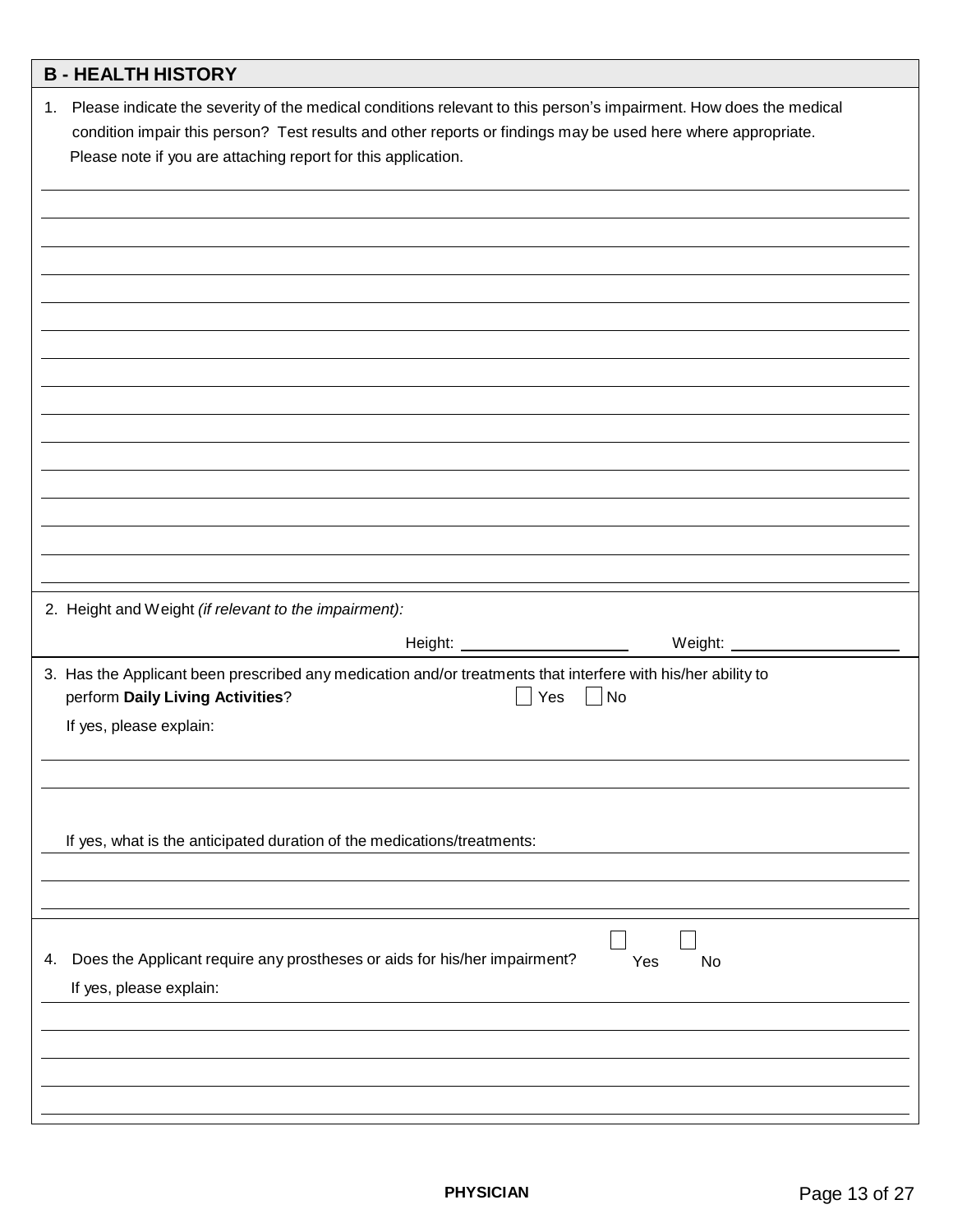## B - HEALTH HISTORY

1. Please indicate the severity of the medical conditions relevant to this person's impairment. How does the medical condition impair this person? Test results and other reports or findings may be used here where appropriate. Please note if you are attaching report for this application.

2. Height and Weight *(if relevant to the impairment):*

   Height: ____________________ Weight: ____________________

3. Has the Applicant been prescribed any medication and/or treatments that interfere with his/her ability to perform **Daily Living Activities**? ☐ Yes ☐ No

   If yes, please explain:

   If yes, what is the anticipated duration of the medications/treatments:

4. Does the Applicant require any prostheses or aids for his/her impairment? ☐ Yes ☐ No

   If yes, please explain:

PHYSICIAN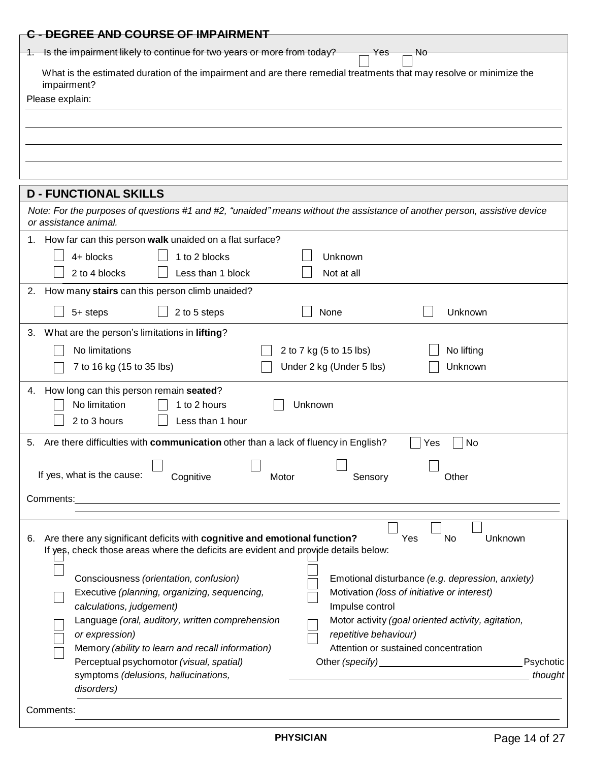## C - DEGREE AND COURSE OF IMPAIRMENT

1. Is the impairment likely to continue for two years or more from today? ☐ Yes ☐ No

   What is the estimated duration of the impairment and are there remedial treatments that may resolve or minimize the impairment?

Please explain:

## D - FUNCTIONAL SKILLS

*Note: For the purposes of questions #1 and #2, "unaided" means without the assistance of another person, assistive device or assistance animal.*

1. How far can this person **walk** unaided on a flat surface?

   ☐ 4+ blocks ☐ 1 to 2 blocks ☐ Unknown
   ☐ 2 to 4 blocks ☐ Less than 1 block ☐ Not at all

2. How many **stairs** can this person climb unaided?

   ☐ 5+ steps ☐ 2 to 5 steps ☐ None ☐ Unknown

3. What are the person's limitations in **lifting**?

   ☐ No limitations ☐ 2 to 7 kg (5 to 15 lbs) ☐ No lifting
   ☐ 7 to 16 kg (15 to 35 lbs) ☐ Under 2 kg (Under 5 lbs) ☐ Unknown

4. How long can this person remain **seated**?

   ☐ No limitation ☐ 1 to 2 hours ☐ Unknown
   ☐ 2 to 3 hours ☐ Less than 1 hour

5. Are there difficulties with **communication** other than a lack of fluency in English? ☐ Yes ☐ No

   If yes, what is the cause: ☐ Cognitive ☐ Motor ☐ Sensory ☐ Other

   Comments:

6. Are there any significant deficits with **cognitive and emotional function?** ☐ Yes ☐ No ☐ Unknown

   If yes, check those areas where the deficits are evident and provide details below:

   ☐ Consciousness *(orientation, confusion)*
   ☐ Executive *(planning, organizing, sequencing, calculations, judgement)*
   ☐ Language *(oral, auditory, written comprehension or expression)*
   ☐ Memory *(ability to learn and recall information)*
   ☐ Perceptual psychomotor *(visual, spatial)*
   ☐ Psychotic symptoms *(delusions, hallucinations, thought disorders)*
   ☐ Emotional disturbance *(e.g. depression, anxiety)*
   ☐ Motivation *(loss of initiative or interest)*
   ☐ Impulse control
   ☐ Motor activity *(goal oriented activity, agitation, repetitive behaviour)*
   ☐ Attention or sustained concentration
   ☐ Other *(specify)* ____________________

Comments: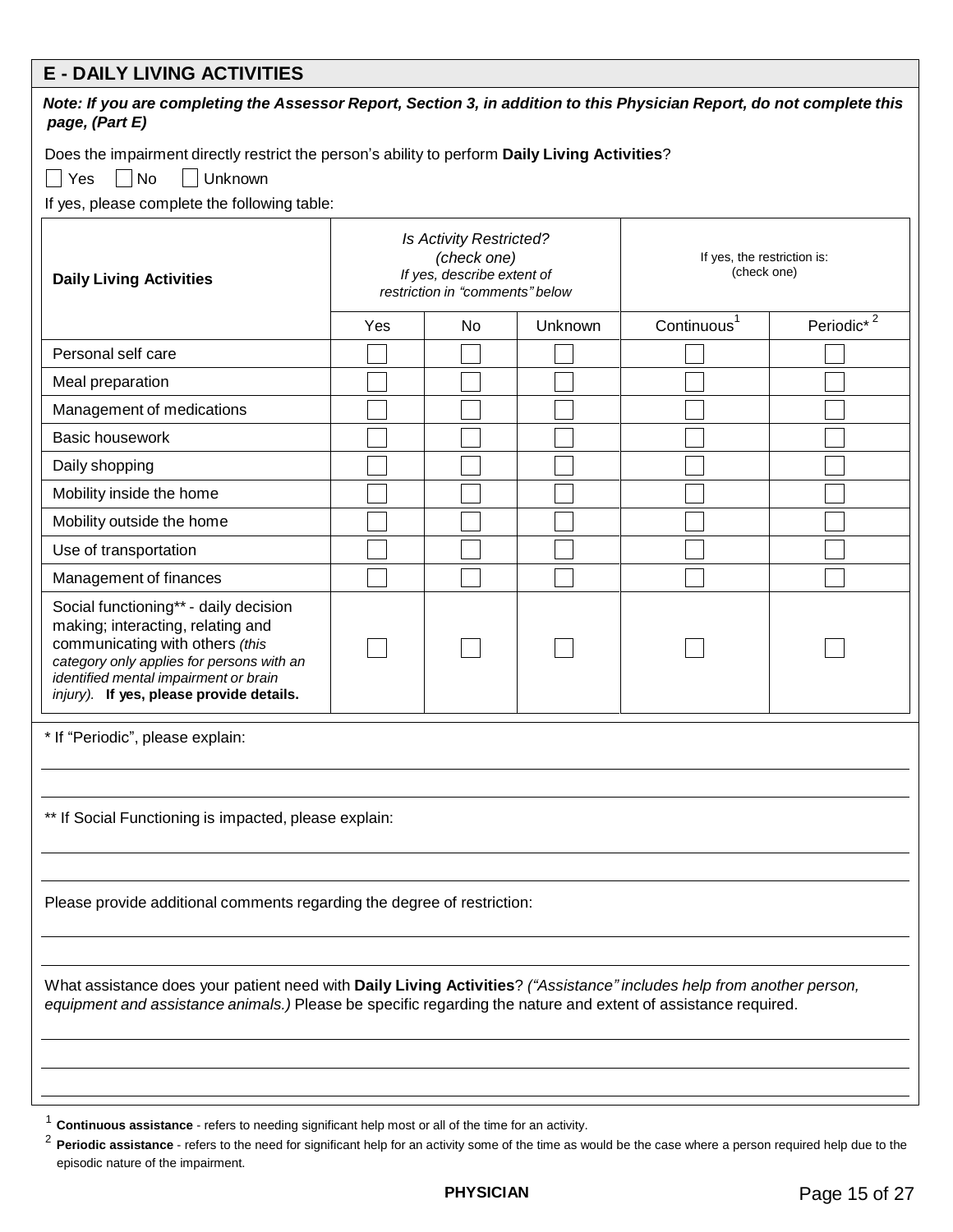## E - DAILY LIVING ACTIVITIES

***Note: If you are completing the Assessor Report, Section 3, in addition to this Physician Report, do not complete this page, (Part E)***

Does the impairment directly restrict the person's ability to perform **Daily Living Activities**?

☐ Yes ☐ No ☐ Unknown

If yes, please complete the following table:

| **Daily Living Activities** | *Is Activity Restricted? (check one) If yes, describe extent of restriction in "comments" below* | | | If yes, the restriction is: (check one) | |
|---|---|---|---|---|---|
| | Yes | No | Unknown | Continuous[1] | Periodic*[2] |
| Personal self care | ☐ | ☐ | ☐ | ☐ | ☐ |
| Meal preparation | ☐ | ☐ | ☐ | ☐ | ☐ |
| Management of medications | ☐ | ☐ | ☐ | ☐ | ☐ |
| Basic housework | ☐ | ☐ | ☐ | ☐ | ☐ |
| Daily shopping | ☐ | ☐ | ☐ | ☐ | ☐ |
| Mobility inside the home | ☐ | ☐ | ☐ | ☐ | ☐ |
| Mobility outside the home | ☐ | ☐ | ☐ | ☐ | ☐ |
| Use of transportation | ☐ | ☐ | ☐ | ☐ | ☐ |
| Management of finances | ☐ | ☐ | ☐ | ☐ | ☐ |
| Social functioning** - daily decision making; interacting, relating and communicating with others *(this category only applies for persons with an identified mental impairment or brain injury).* **If yes, please provide details.** | ☐ | ☐ | ☐ | ☐ | ☐ |

* If "Periodic", please explain:

___

___

** If Social Functioning is impacted, please explain:

___

___

Please provide additional comments regarding the degree of restriction:

___

___

What assistance does your patient need with **Daily Living Activities**? *("Assistance" includes help from another person, equipment and assistance animals.)* Please be specific regarding the nature and extent of assistance required.

___

___

___

[1] **Continuous assistance** - refers to needing significant help most or all of the time for an activity.

[2] **Periodic assistance** - refers to the need for significant help for an activity some of the time as would be the case where a person required help due to the episodic nature of the impairment.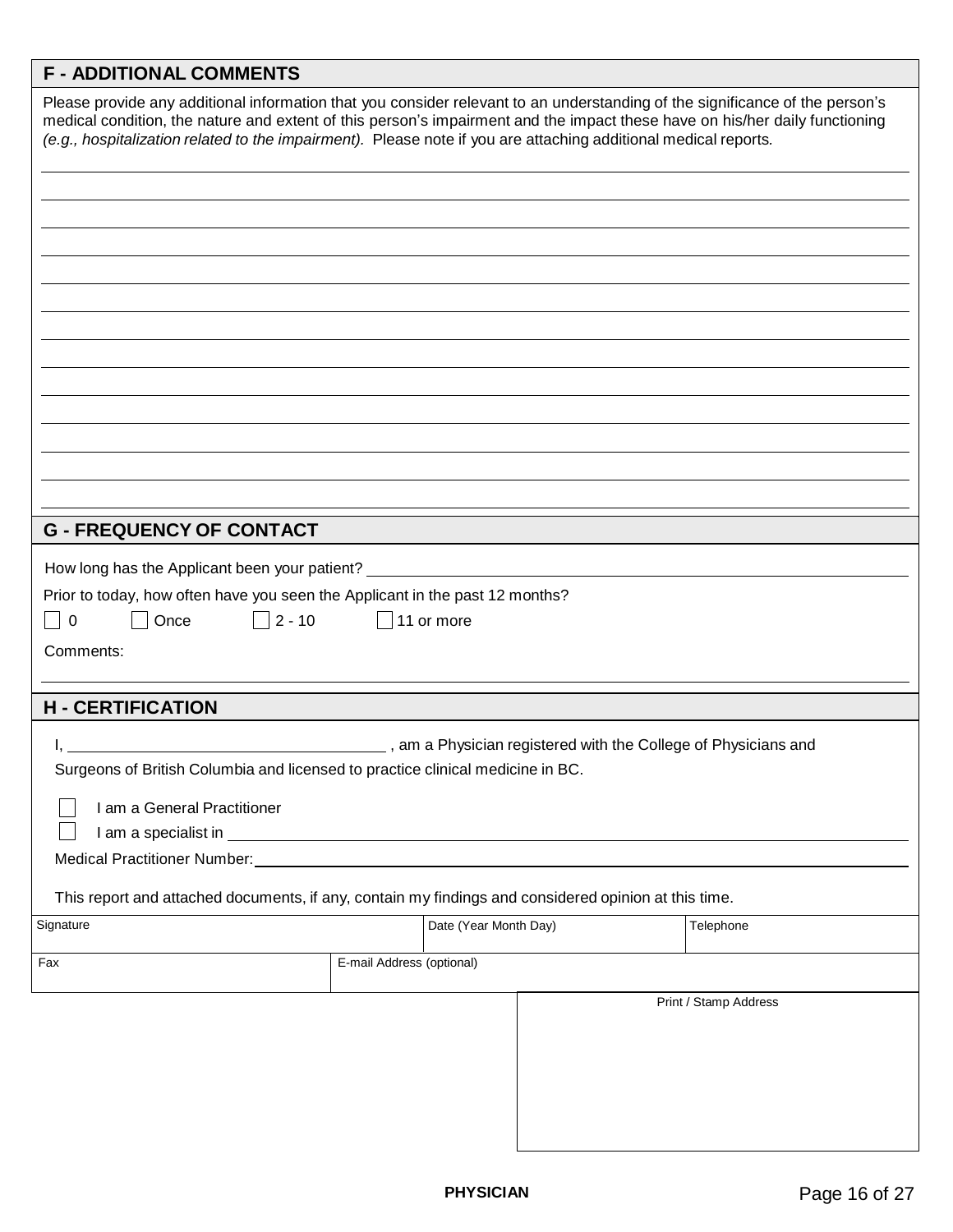## F - ADDITIONAL COMMENTS

Please provide any additional information that you consider relevant to an understanding of the significance of the person's medical condition, the nature and extent of this person's impairment and the impact these have on his/her daily functioning *(e.g., hospitalization related to the impairment).* Please note if you are attaching additional medical reports.

______________________________________________________________________

______________________________________________________________________

______________________________________________________________________

______________________________________________________________________

______________________________________________________________________

______________________________________________________________________

______________________________________________________________________

______________________________________________________________________

______________________________________________________________________

______________________________________________________________________

______________________________________________________________________

______________________________________________________________________

## G - FREQUENCY OF CONTACT

How long has the Applicant been your patient? ______________________________

Prior to today, how often have you seen the Applicant in the past 12 months?

☐ 0 ☐ Once ☐ 2 - 10 ☐ 11 or more

Comments:

______________________________________________________________________

## H - CERTIFICATION

I, ______________________________ , am a Physician registered with the College of Physicians and Surgeons of British Columbia and licensed to practice clinical medicine in BC.

☐ I am a General Practitioner

☐ I am a specialist in ______________________________

Medical Practitioner Number: ______________________________

This report and attached documents, if any, contain my findings and considered opinion at this time.

| Signature | Date (Year Month Day) | Telephone |
| --- | --- | --- |
| | | |

| Fax | E-mail Address (optional) |
| --- | --- |
| | |

| Print / Stamp Address |
| --- |
| |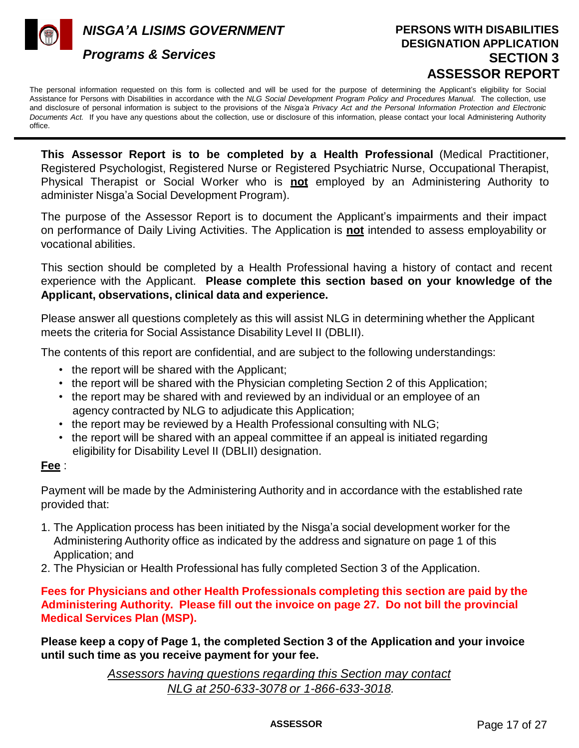# NISGA'A LISIMS GOVERNMENT

## Programs & Services

# PERSONS WITH DISABILITIES DESIGNATION APPLICATION SECTION 3 ASSESSOR REPORT

The personal information requested on this form is collected and will be used for the purpose of determining the Applicant's eligibility for Social Assistance for Persons with Disabilities in accordance with the *NLG Social Development Program Policy and Procedures Manual*. The collection, use and disclosure of personal information is subject to the provisions of the *Nisga'a Privacy Act and the Personal Information Protection and Electronic Documents Act.* If you have any questions about the collection, use or disclosure of this information, please contact your local Administering Authority office.

---

**This Assessor Report is to be completed by a Health Professional** (Medical Practitioner, Registered Psychologist, Registered Nurse or Registered Psychiatric Nurse, Occupational Therapist, Physical Therapist or Social Worker who is **not** employed by an Administering Authority to administer Nisga'a Social Development Program).

The purpose of the Assessor Report is to document the Applicant's impairments and their impact on performance of Daily Living Activities. The Application is **not** intended to assess employability or vocational abilities.

This section should be completed by a Health Professional having a history of contact and recent experience with the Applicant. **Please complete this section based on your knowledge of the Applicant, observations, clinical data and experience.**

Please answer all questions completely as this will assist NLG in determining whether the Applicant meets the criteria for Social Assistance Disability Level II (DBLII).

The contents of this report are confidential, and are subject to the following understandings:

- the report will be shared with the Applicant;
- the report will be shared with the Physician completing Section 2 of this Application;
- the report may be shared with and reviewed by an individual or an employee of an agency contracted by NLG to adjudicate this Application;
- the report may be reviewed by a Health Professional consulting with NLG;
- the report will be shared with an appeal committee if an appeal is initiated regarding eligibility for Disability Level II (DBLII) designation.

**Fee** :

Payment will be made by the Administering Authority and in accordance with the established rate provided that:

1. The Application process has been initiated by the Nisga'a social development worker for the Administering Authority office as indicated by the address and signature on page 1 of this Application; and
2. The Physician or Health Professional has fully completed Section 3 of the Application.

**Fees for Physicians and other Health Professionals completing this section are paid by the Administering Authority. Please fill out the invoice on page 27. Do not bill the provincial Medical Services Plan (MSP).**

**Please keep a copy of Page 1, the completed Section 3 of the Application and your invoice until such time as you receive payment for your fee.**

*Assessors having questions regarding this Section may contact NLG at 250-633-3078 or 1-866-633-3018.*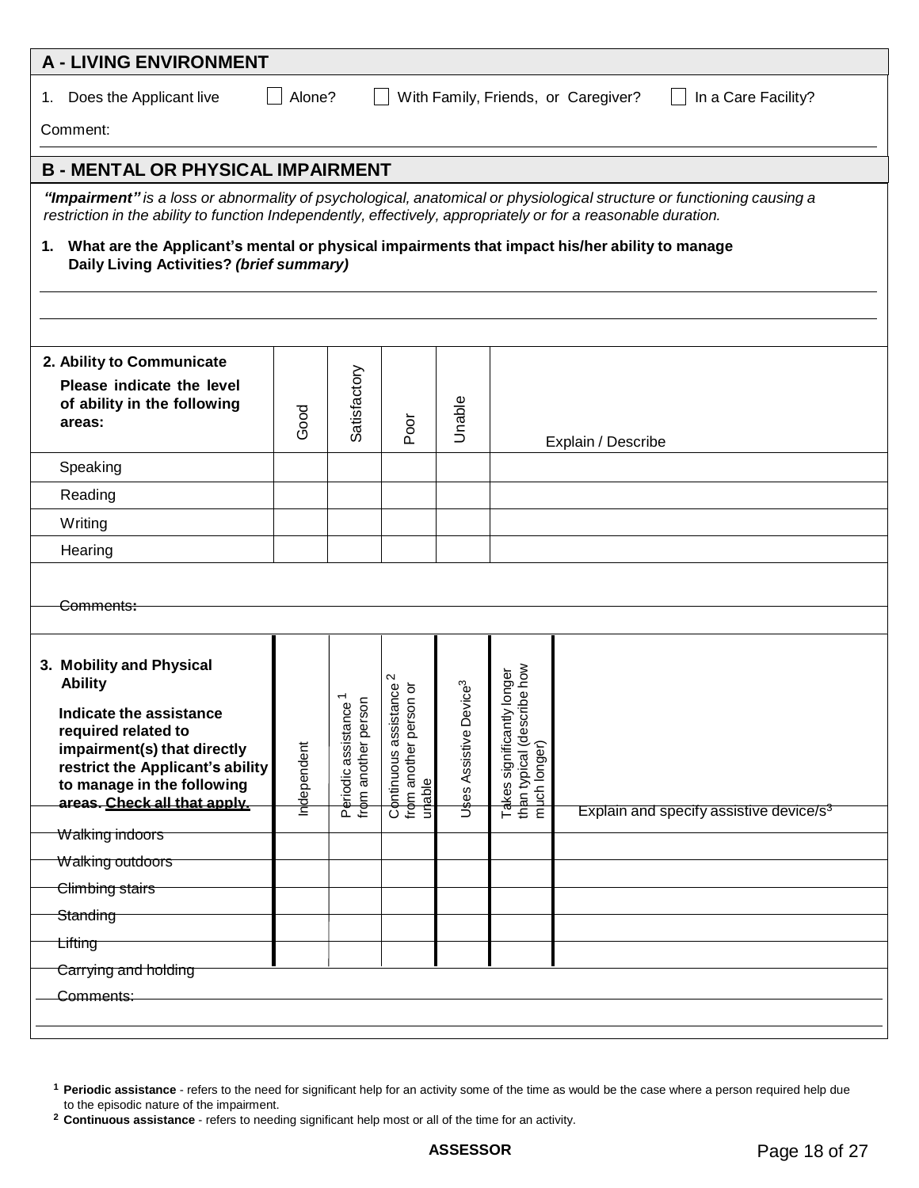## A - LIVING ENVIRONMENT

1. Does the Applicant live ☐ Alone? ☐ With Family, Friends, or Caregiver? ☐ In a Care Facility?

Comment:

## B - MENTAL OR PHYSICAL IMPAIRMENT

***"Impairment"*** *is a loss or abnormality of psychological, anatomical or physiological structure or functioning causing a restriction in the ability to function Independently, effectively, appropriately or for a reasonable duration.*

**1. What are the Applicant's mental or physical impairments that impact his/her ability to manage Daily Living Activities? *(brief summary)***

| **2. Ability to Communicate** **Please indicate the level of ability in the following areas:** | Good | Satisfactory | Poor | Unable | Explain / Describe |
|---|---|---|---|---|---|
| Speaking | | | | | |
| Reading | | | | | |
| Writing | | | | | |
| Hearing | | | | | |

Comments:

| **3. Mobility and Physical Ability** **Indicate the assistance required related to impairment(s) that directly restrict the Applicant's ability to manage in the following areas. Check all that apply.** | Independent | Periodic assistance [1] from another person | Continuous assistance [2] from another person or unable | Uses Assistive Device[3] | Takes significantly longer than typical (describe how much longer) | Explain and specify assistive device/s[3] |
|---|---|---|---|---|---|---|
| Walking indoors | | | | | | |
| Walking outdoors | | | | | | |
| Climbing stairs | | | | | | |
| Standing | | | | | | |
| Lifting | | | | | | |
| Carrying and holding | | | | | | |

Comments:

[1] **Periodic assistance** - refers to the need for significant help for an activity some of the time as would be the case where a person required help due to the episodic nature of the impairment.

[2] **Continuous assistance** - refers to needing significant help most or all of the time for an activity.

**ASSESSOR**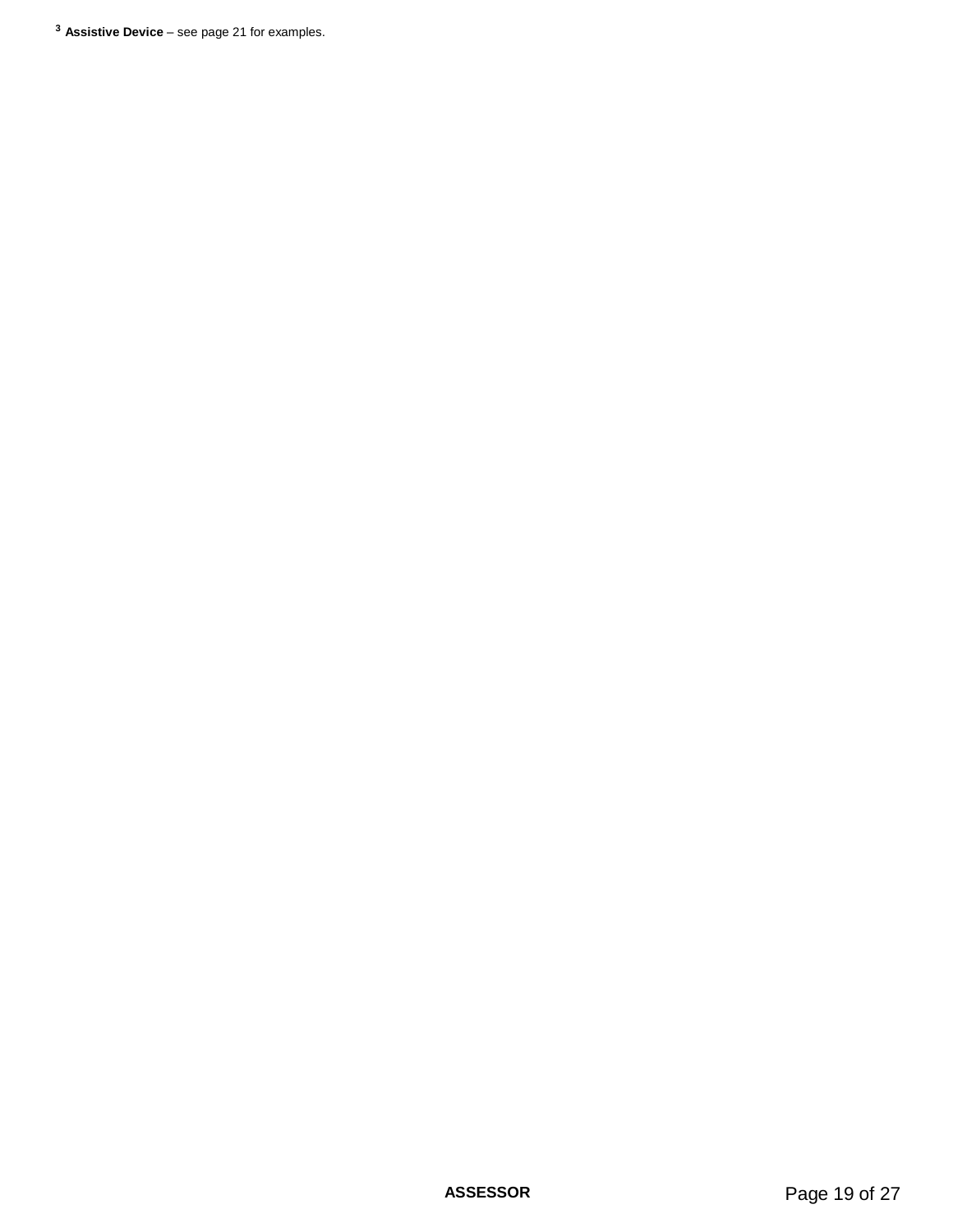[3] **Assistive Device** – see page 21 for examples.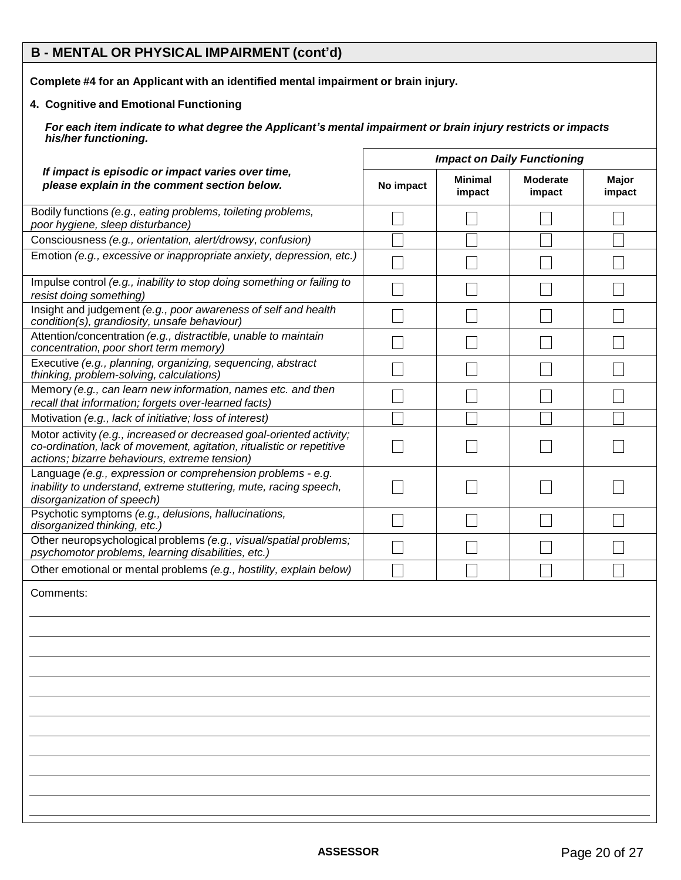## B - MENTAL OR PHYSICAL IMPAIRMENT (cont'd)

**Complete #4 for an Applicant with an identified mental impairment or brain injury.**

**4. Cognitive and Emotional Functioning**

***For each item indicate to what degree the Applicant's mental impairment or brain injury restricts or impacts his/her functioning.***

| ***If impact is episodic or impact varies over time, please explain in the comment section below.*** | ***Impact on Daily Functioning*** | | | |
|---|---|---|---|---|
| | **No impact** | **Minimal impact** | **Moderate impact** | **Major impact** |
| Bodily functions *(e.g., eating problems, toileting problems, poor hygiene, sleep disturbance)* | ☐ | ☐ | ☐ | ☐ |
| Consciousness *(e.g., orientation, alert/drowsy, confusion)* | ☐ | ☐ | ☐ | ☐ |
| Emotion *(e.g., excessive or inappropriate anxiety, depression, etc.)* | ☐ | ☐ | ☐ | ☐ |
| Impulse control *(e.g., inability to stop doing something or failing to resist doing something)* | ☐ | ☐ | ☐ | ☐ |
| Insight and judgement *(e.g., poor awareness of self and health condition(s), grandiosity, unsafe behaviour)* | ☐ | ☐ | ☐ | ☐ |
| Attention/concentration *(e.g., distractible, unable to maintain concentration, poor short term memory)* | ☐ | ☐ | ☐ | ☐ |
| Executive *(e.g., planning, organizing, sequencing, abstract thinking, problem-solving, calculations)* | ☐ | ☐ | ☐ | ☐ |
| Memory *(e.g., can learn new information, names etc. and then recall that information; forgets over-learned facts)* | ☐ | ☐ | ☐ | ☐ |
| Motivation *(e.g., lack of initiative; loss of interest)* | ☐ | ☐ | ☐ | ☐ |
| Motor activity *(e.g., increased or decreased goal-oriented activity; co-ordination, lack of movement, agitation, ritualistic or repetitive actions; bizarre behaviours, extreme tension)* | ☐ | ☐ | ☐ | ☐ |
| Language *(e.g., expression or comprehension problems - e.g. inability to understand, extreme stuttering, mute, racing speech, disorganization of speech)* | ☐ | ☐ | ☐ | ☐ |
| Psychotic symptoms *(e.g., delusions, hallucinations, disorganized thinking, etc.)* | ☐ | ☐ | ☐ | ☐ |
| Other neuropsychological problems *(e.g., visual/spatial problems; psychomotor problems, learning disabilities, etc.)* | ☐ | ☐ | ☐ | ☐ |
| Other emotional or mental problems *(e.g., hostility, explain below)* | ☐ | ☐ | ☐ | ☐ |

Comments:

______________________________________________________________________

______________________________________________________________________

______________________________________________________________________

______________________________________________________________________

______________________________________________________________________

______________________________________________________________________

______________________________________________________________________

______________________________________________________________________

______________________________________________________________________

______________________________________________________________________

______________________________________________________________________

**ASSESSOR**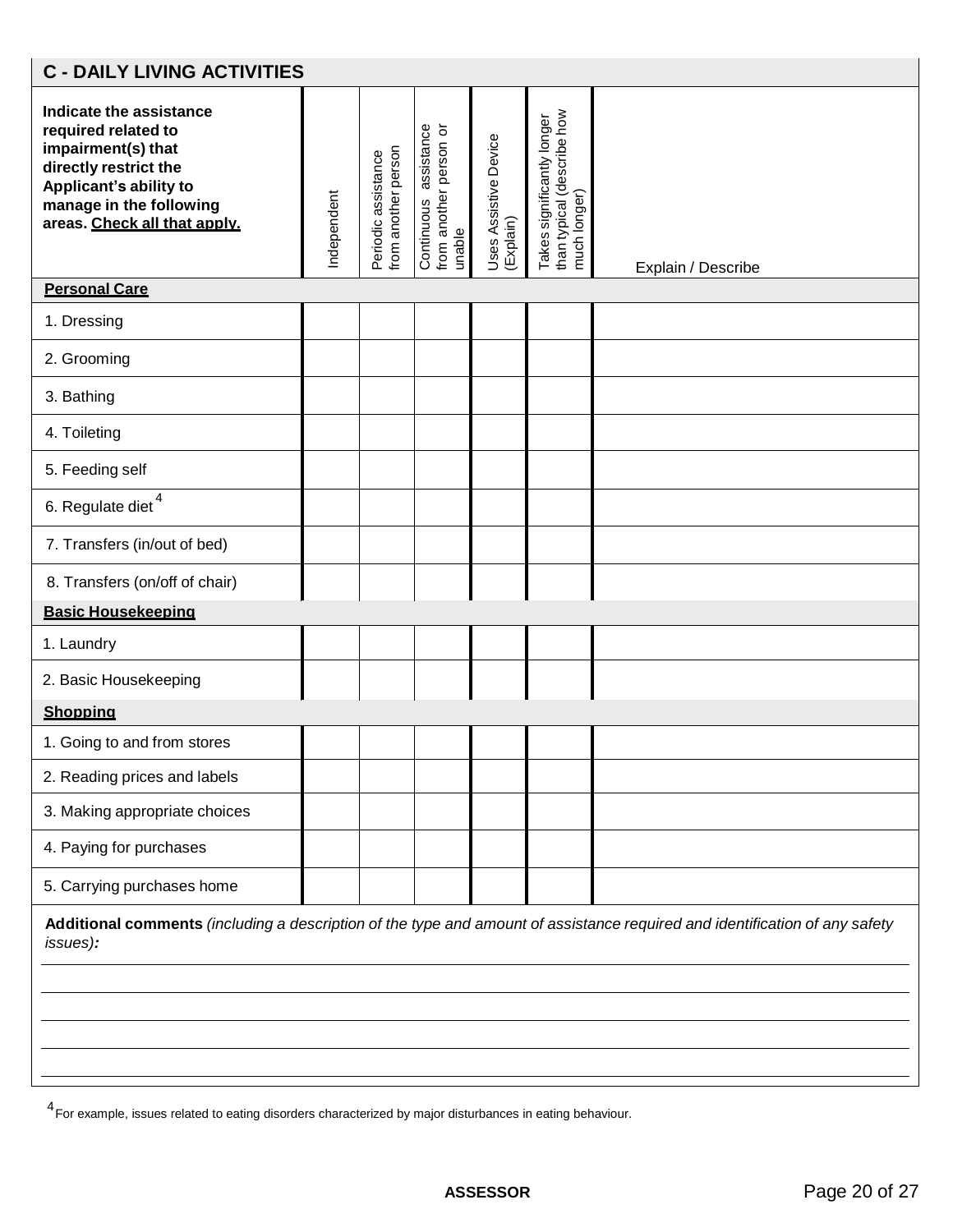## C - DAILY LIVING ACTIVITIES

| Indicate the assistance required related to impairment(s) that directly restrict the Applicant's ability to manage in the following areas. Check all that apply. | Independent | Periodic assistance from another person | Continuous assistance from another person or unable | Uses Assistive Device (Explain) | Takes significantly longer than typical (describe how much longer) | Explain / Describe |
|---|---|---|---|---|---|---|
| **Personal Care** | | | | | | |
| 1. Dressing | | | | | | |
| 2. Grooming | | | | | | |
| 3. Bathing | | | | | | |
| 4. Toileting | | | | | | |
| 5. Feeding self | | | | | | |
| 6. Regulate diet[4] | | | | | | |
| 7. Transfers (in/out of bed) | | | | | | |
| 8. Transfers (on/off of chair) | | | | | | |
| **Basic Housekeeping** | | | | | | |
| 1. Laundry | | | | | | |
| 2. Basic Housekeeping | | | | | | |
| **Shopping** | | | | | | |
| 1. Going to and from stores | | | | | | |
| 2. Reading prices and labels | | | | | | |
| 3. Making appropriate choices | | | | | | |
| 4. Paying for purchases | | | | | | |
| 5. Carrying purchases home | | | | | | |

**Additional comments** *(including a description of the type and amount of assistance required and identification of any safety issues)***:**

______________________________________________________________________

______________________________________________________________________

______________________________________________________________________

______________________________________________________________________

______________________________________________________________________

[4] For example, issues related to eating disorders characterized by major disturbances in eating behaviour.

ASSESSOR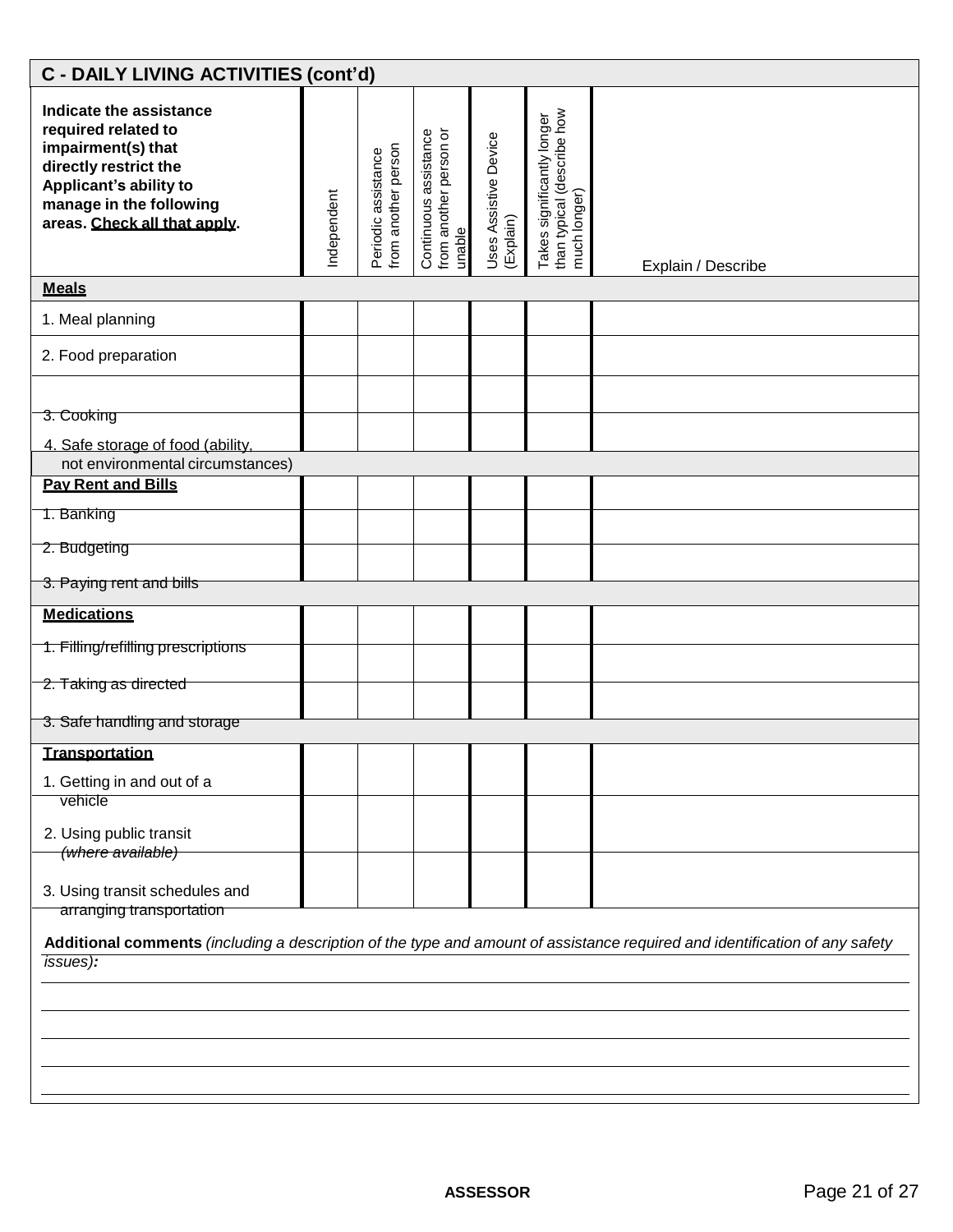## C - DAILY LIVING ACTIVITIES (cont'd)

| **Indicate the assistance required related to impairment(s) that directly restrict the Applicant's ability to manage in the following areas. Check all that apply.** | Independent | Periodic assistance from another person | Continuous assistance from another person or unable | Uses Assistive Device (Explain) | Takes significantly longer than typical (describe how much longer) | Explain / Describe |
|---|---|---|---|---|---|---|
| **Meals** | | | | | | |
| 1. Meal planning | | | | | | |
| 2. Food preparation | | | | | | |
| 3. Cooking | | | | | | |
| 4. Safe storage of food (ability, not environmental circumstances) | | | | | | |
| **Pay Rent and Bills** | | | | | | |
| 1. Banking | | | | | | |
| 2. Budgeting | | | | | | |
| 3. Paying rent and bills | | | | | | |
| **Medications** | | | | | | |
| 1. Filling/refilling prescriptions | | | | | | |
| 2. Taking as directed | | | | | | |
| 3. Safe handling and storage | | | | | | |
| **Transportation** | | | | | | |
| 1. Getting in and out of a vehicle | | | | | | |
| 2. Using public transit *(where available)* | | | | | | |
| 3. Using transit schedules and arranging transportation | | | | | | |

**Additional comments** *(including a description of the type and amount of assistance required and identification of any safety issues)***:**

______________________________________________________________________

______________________________________________________________________

______________________________________________________________________

______________________________________________________________________

______________________________________________________________________

ASSESSOR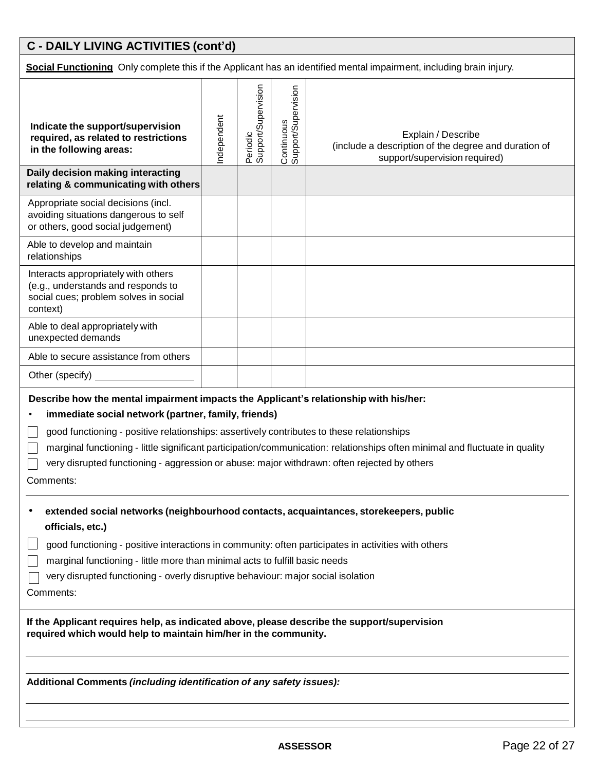## C - DAILY LIVING ACTIVITIES (cont'd)

**Social Functioning** Only complete this if the Applicant has an identified mental impairment, including brain injury.

| **Indicate the support/supervision required, as related to restrictions in the following areas:** | Independent | Periodic Support/Supervision | Continuous Support/Supervision | Explain / Describe (include a description of the degree and duration of support/supervision required) |
|---|---|---|---|---|
| **Daily decision making interacting relating & communicating with others** | | | | |
| Appropriate social decisions (incl. avoiding situations dangerous to self or others, good social judgement) | | | | |
| Able to develop and maintain relationships | | | | |
| Interacts appropriately with others (e.g., understands and responds to social cues; problem solves in social context) | | | | |
| Able to deal appropriately with unexpected demands | | | | |
| Able to secure assistance from others | | | | |
| Other (specify) ___________________ | | | | |

**Describe how the mental impairment impacts the Applicant's relationship with his/her:**

- **immediate social network (partner, family, friends)**

☐ good functioning - positive relationships: assertively contributes to these relationships

☐ marginal functioning - little significant participation/communication: relationships often minimal and fluctuate in quality

☐ very disrupted functioning - aggression or abuse: major withdrawn: often rejected by others

Comments:

- **extended social networks (neighbourhood contacts, acquaintances, storekeepers, public officials, etc.)**

☐ good functioning - positive interactions in community: often participates in activities with others

☐ marginal functioning - little more than minimal acts to fulfill basic needs

☐ very disrupted functioning - overly disruptive behaviour: major social isolation

Comments:

**If the Applicant requires help, as indicated above, please describe the support/supervision required which would help to maintain him/her in the community.**

**Additional Comments *(including identification of any safety issues):***

**ASSESSOR**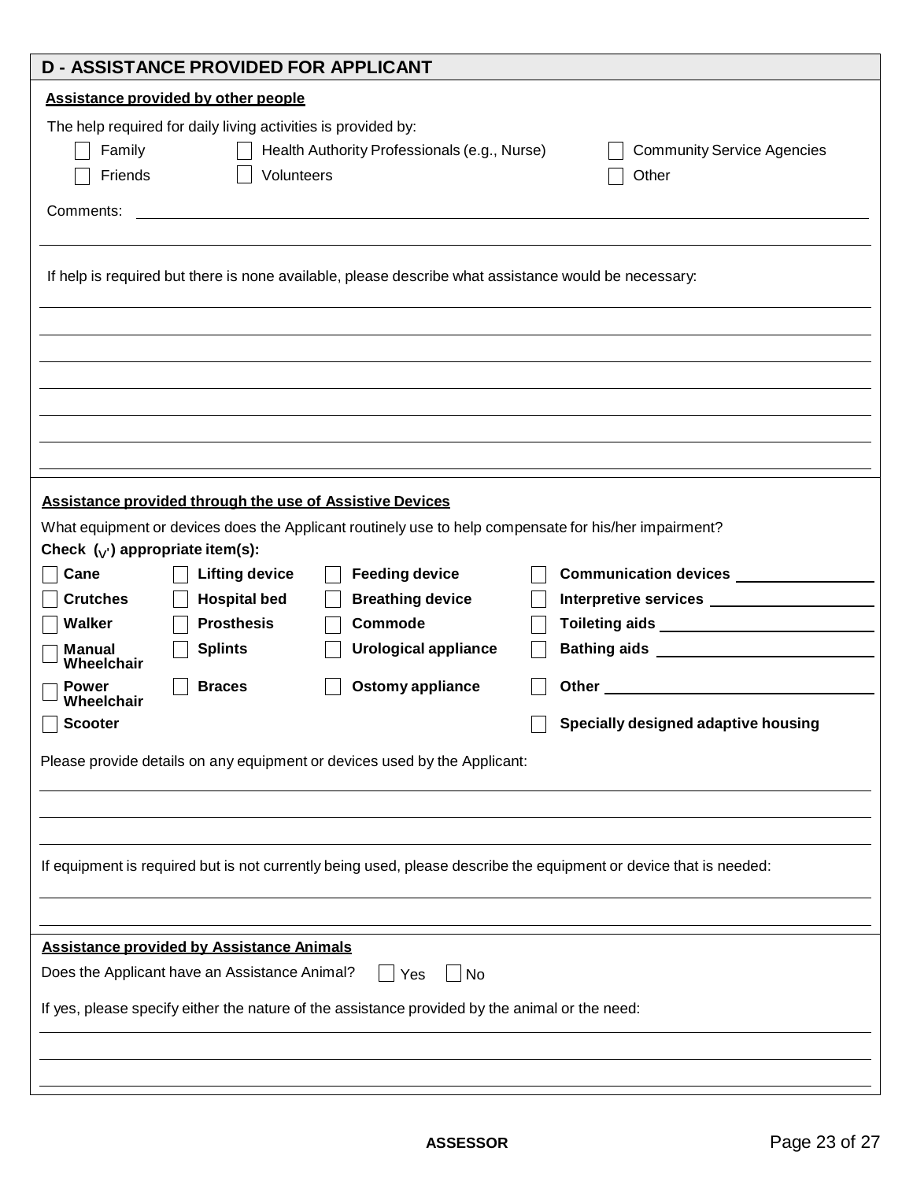## D - ASSISTANCE PROVIDED FOR APPLICANT

**Assistance provided by other people**

The help required for daily living activities is provided by:

- [ ] Family
- [ ] Health Authority Professionals (e.g., Nurse)
- [ ] Community Service Agencies
- [ ] Friends
- [ ] Volunteers
- [ ] Other

Comments: ______________________________________________

If help is required but there is none available, please describe what assistance would be necessary:

______________________________________________

**Assistance provided through the use of Assistive Devices**

What equipment or devices does the Applicant routinely use to help compensate for his/her impairment?

**Check (√) appropriate item(s):**

| | | | |
|---|---|---|---|
| [ ] **Cane** | [ ] **Lifting device** | [ ] **Feeding device** | [ ] **Communication devices** ________ |
| [ ] **Crutches** | [ ] **Hospital bed** | [ ] **Breathing device** | [ ] **Interpretive services** ________ |
| [ ] **Walker** | [ ] **Prosthesis** | [ ] **Commode** | [ ] **Toileting aids** ________ |
| [ ] **Manual Wheelchair** | [ ] **Splints** | [ ] **Urological appliance** | [ ] **Bathing aids** ________ |
| [ ] **Power Wheelchair** | [ ] **Braces** | [ ] **Ostomy appliance** | [ ] **Other** ________ |
| [ ] **Scooter** | | | [ ] **Specially designed adaptive housing** |

Please provide details on any equipment or devices used by the Applicant:

______________________________________________

If equipment is required but is not currently being used, please describe the equipment or device that is needed:

______________________________________________

**Assistance provided by Assistance Animals**

Does the Applicant have an Assistance Animal? [ ] Yes [ ] No

If yes, please specify either the nature of the assistance provided by the animal or the need:

______________________________________________

**ASSESSOR**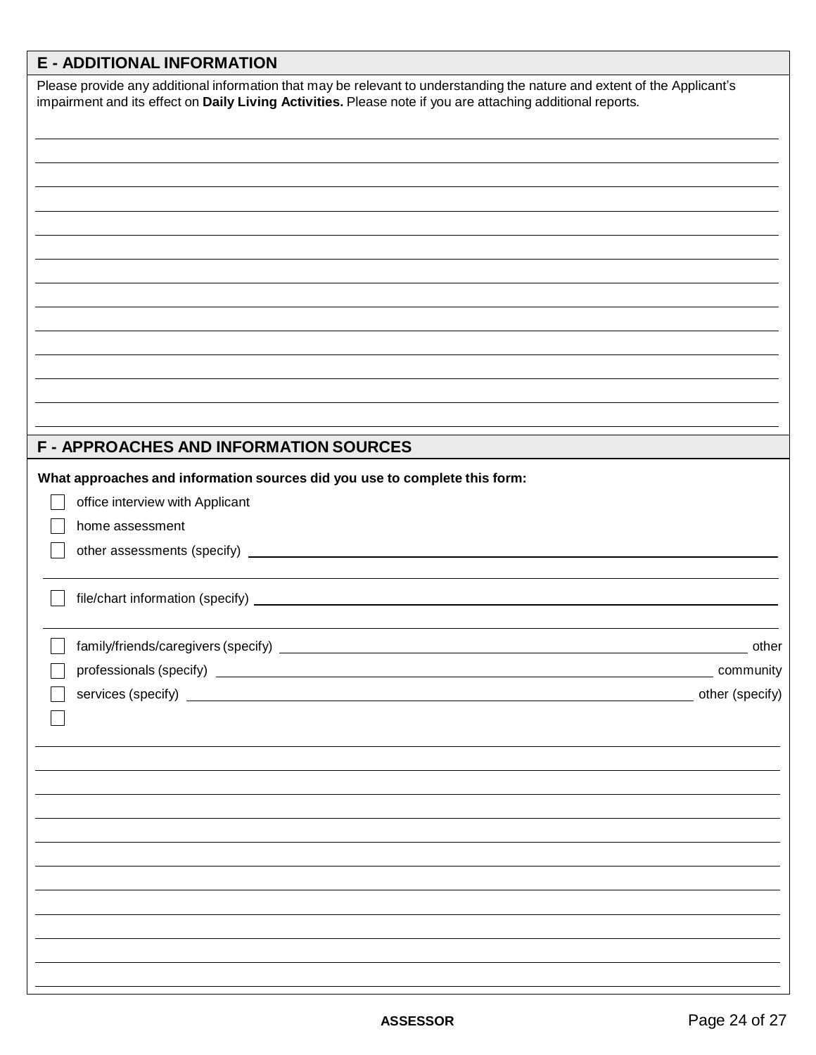## E - ADDITIONAL INFORMATION

Please provide any additional information that may be relevant to understanding the nature and extent of the Applicant's impairment and its effect on **Daily Living Activities.** Please note if you are attaching additional reports.

## F - APPROACHES AND INFORMATION SOURCES

**What approaches and information sources did you use to complete this form:**

- ☐ office interview with Applicant
- ☐ home assessment
- ☐ other assessments (specify) ______________________
- ☐ file/chart information (specify) ______________________
- ☐ family/friends/caregivers (specify) ______________________ other
- ☐ professionals (specify) ______________________ community
- ☐ services (specify) ______________________ other (specify)
- ☐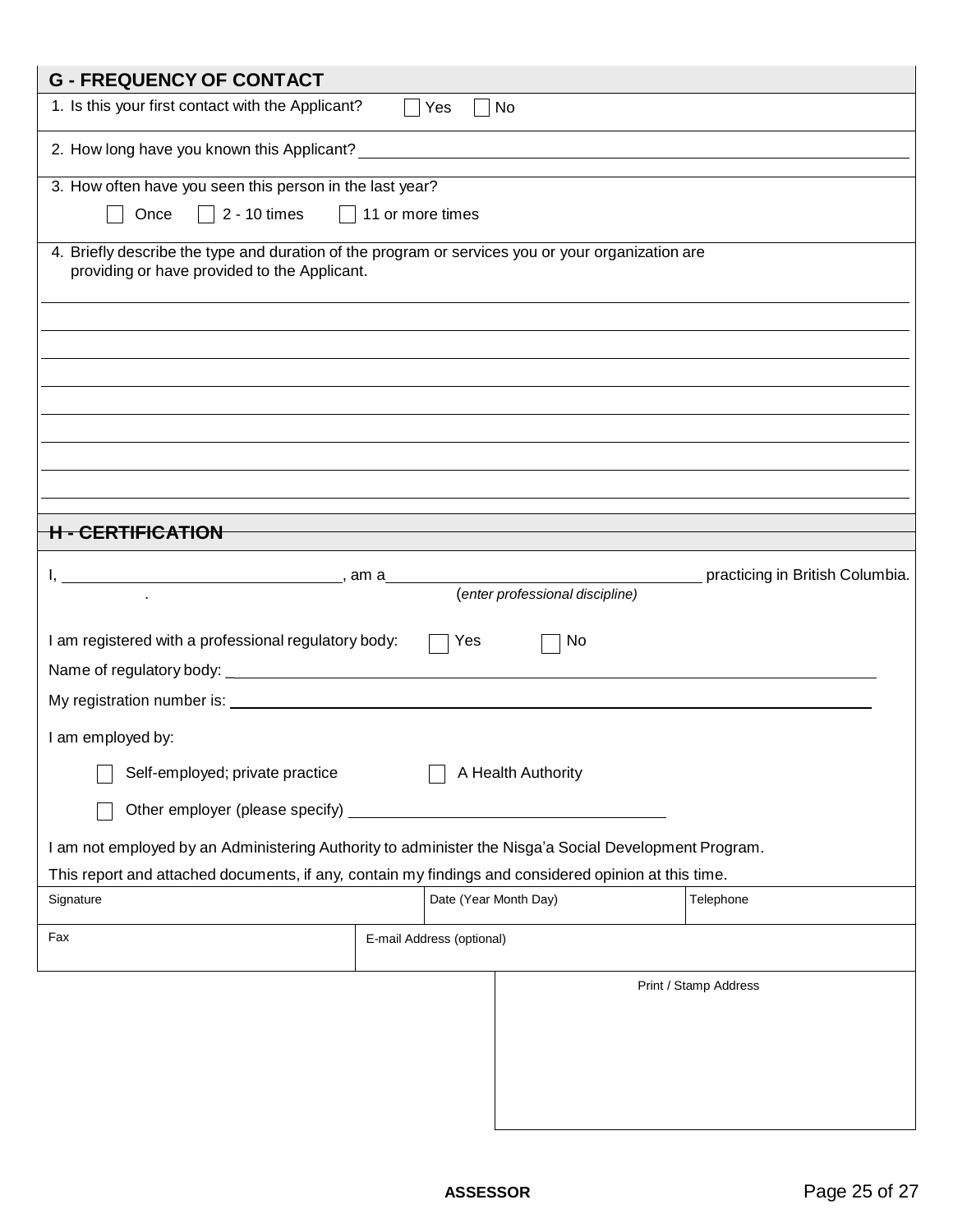## G - FREQUENCY OF CONTACT

1. Is this your first contact with the Applicant? ☐ Yes ☐ No

2. How long have you known this Applicant? ______________________________

3. How often have you seen this person in the last year?

   ☐ Once ☐ 2 - 10 times ☐ 11 or more times

4. Briefly describe the type and duration of the program or services you or your organization are providing or have provided to the Applicant.

______________________________

______________________________

______________________________

______________________________

______________________________

______________________________

______________________________

## H - CERTIFICATION

I, ______________________________, am a ______________________________ practicing in British Columbia.
(*enter professional discipline*)

I am registered with a professional regulatory body: ☐ Yes ☐ No

Name of regulatory body: ______________________________

My registration number is: ______________________________

I am employed by:

☐ Self-employed; private practice ☐ A Health Authority

☐ Other employer (please specify) ______________________________

I am not employed by an Administering Authority to administer the Nisga'a Social Development Program.

This report and attached documents, if any, contain my findings and considered opinion at this time.

| Signature | Date (Year Month Day) | Telephone |
|---|---|---|
| | | |

| Fax | E-mail Address (optional) |
|---|---|
| | |

| Print / Stamp Address |
|---|
| |

ASSESSOR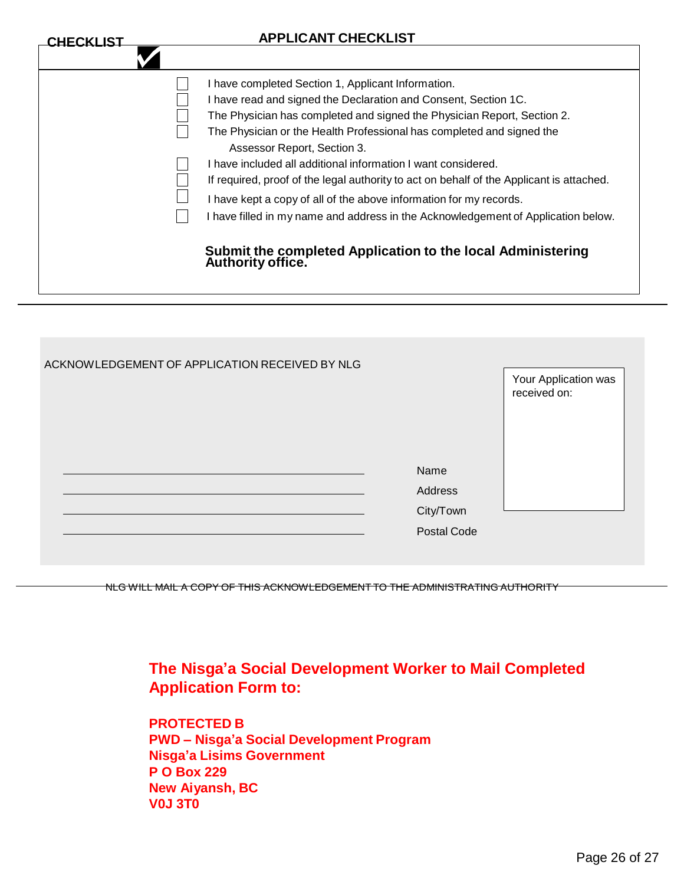**CHECKLIST**

## APPLICANT CHECKLIST

- [ ] I have completed Section 1, Applicant Information.
- [ ] I have read and signed the Declaration and Consent, Section 1C.
- [ ] The Physician has completed and signed the Physician Report, Section 2.
- [ ] The Physician or the Health Professional has completed and signed the Assessor Report, Section 3.
- [ ] I have included all additional information I want considered.
- [ ] If required, proof of the legal authority to act on behalf of the Applicant is attached.
- [ ] I have kept a copy of all of the above information for my records.
- [ ] I have filled in my name and address in the Acknowledgement of Application below.

**Submit the completed Application to the local Administering Authority office.**

---

ACKNOWLEDGEMENT OF APPLICATION RECEIVED BY NLG

Your Application was received on:

______________________________ Name

______________________________ Address

______________________________ City/Town

______________________________ Postal Code

~~NLG WILL MAIL A COPY OF THIS ACKNOWLEDGEMENT TO THE ADMINISTRATING AUTHORITY~~

**The Nisga'a Social Development Worker to Mail Completed Application Form to:**

**PROTECTED B**
**PWD – Nisga'a Social Development Program**
**Nisga'a Lisims Government**
**P O Box 229**
**New Aiyansh, BC**
**V0J 3T0**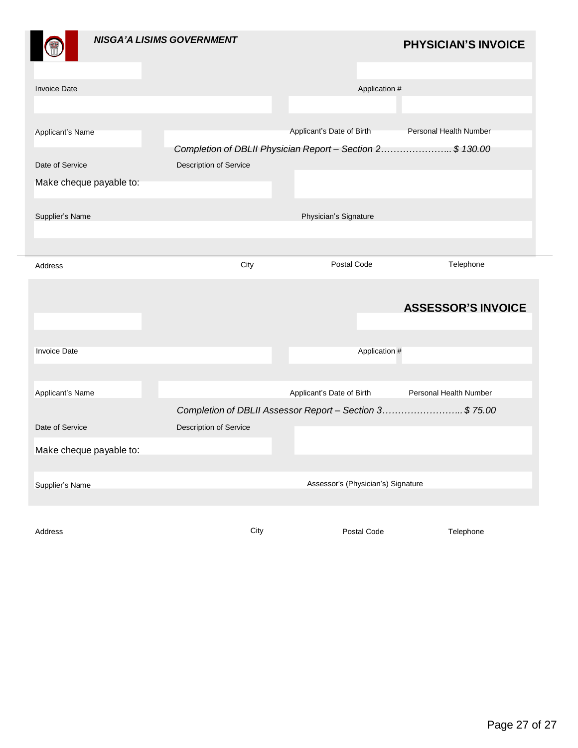***NISGA'A LISIMS GOVERNMENT***

## PHYSICIAN'S INVOICE

Invoice Date

Application #

Applicant's Name

Applicant's Date of Birth

Personal Health Number

*Completion of DBLII Physician Report – Section 2………………….. $ 130.00*

Date of Service

Description of Service

Make cheque payable to:

Supplier's Name

Physician's Signature

Address

City

Postal Code

Telephone

## ASSESSOR'S INVOICE

Invoice Date

Application #

Applicant's Name

Applicant's Date of Birth

Personal Health Number

*Completion of DBLII Assessor Report – Section 3…………………….. $ 75.00*

Date of Service

Description of Service

Make cheque payable to:

Supplier's Name

Assessor's (Physician's) Signature

Address

City

Postal Code

Telephone